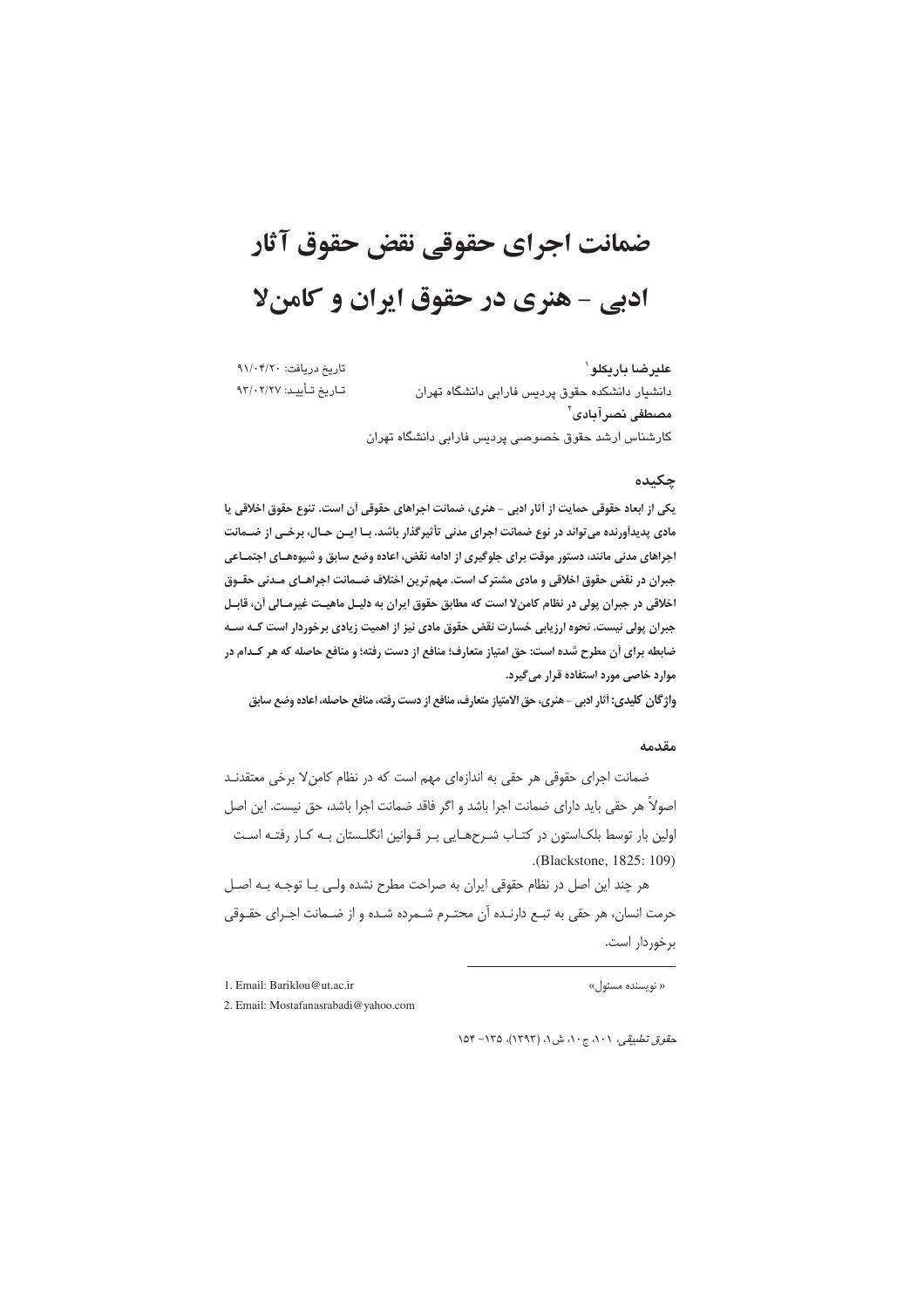# ضمانت اجرای حقوقی نقض حقوق آثار ادبی - هنری در حقوق ایران و کامن‌لا

**علیرضا باریکلو**[1]

دانشیار دانشکده حقوق پردیس فارابی دانشگاه تهران

**مصطفی نصرآبادی**[2]

کارشناس ارشد حقوق خصوصی پردیس فارابی دانشگاه تهران

تاریخ دریافت: ۹۱/۰۴/۲۰

تاریخ تأیید: ۹۳/۰۲/۲۷

## چکیده

**یکی از ابعاد حقوقی حمایت از آثار ادبی - هنری، ضمانت اجراهای حقوقی آن است. تنوع حقوق اخلاقی یا مادی پدیدآورنده می‌تواند در نوع ضمانت اجرای مدنی تأثیرگذار باشد. با این حال، برخی از ضمانت اجراهای مدنی مانند، دستور موقت برای جلوگیری از ادامه نقض، اعاده وضع سابق و شیوه‌های اجتماعی جبران در نقض حقوق اخلاقی و مادی مشترک است. مهم‌ترین اختلاف ضمانت اجراهای مدنی حقوق اخلاقی در جبران پولی در نظام کامن‌لا است که مطابق حقوق ایران به دلیل ماهیت غیرمالی آن، قابل جبران پولی نیست. نحوه ارزیابی خسارت نقض حقوق مادی نیز از اهمیت زیادی برخوردار است که سه ضابطه برای آن مطرح شده است: حق امتیاز متعارف؛ منافع از دست رفته؛ و منافع حاصله که هر کدام در موارد خاصی مورد استفاده قرار می‌گیرد.**

**واژگان کلیدی: آثار ادبی - هنری، حق الامتیاز متعارف، منافع از دست رفته، منافع حاصله، اعاده وضع سابق**

## مقدمه

ضمانت اجرای حقوقی هر حقی به اندازه‌ای مهم است که در نظام کامن‌لا برخی معتقدند اصولاً هر حقی باید دارای ضمانت اجرا باشد و اگر فاقد ضمانت اجرا باشد، حق نیست. این اصل اولین بار توسط بلک‌استون در کتاب شرح‌هایی بر قوانین انگلستان به کار رفته است (Blackstone, 1825: 109).

هر چند این اصل در نظام حقوقی ایران به صراحت مطرح نشده ولی با توجه به اصل حرمت انسان، هر حقی به تبع دارنده آن محترم شمرده شده و از ضمانت اجرای حقوقی برخوردار است.

---

1. Email: Bariklou@ut.ac.ir «نویسنده مسئول»

2. Email: Mostafanasrabadi@yahoo.com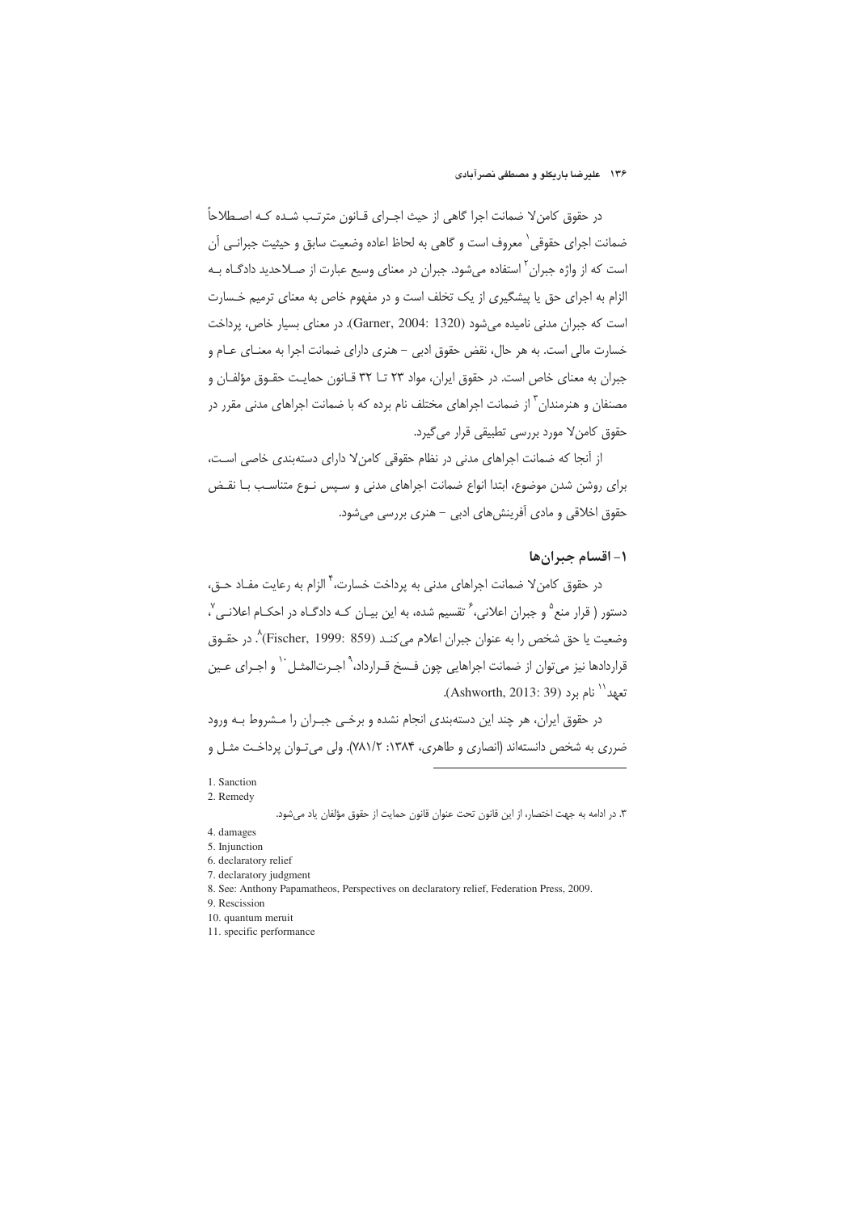در حقوق کامن‌لا ضمانت اجرا گاهی از حیث اجرای قانون مترتب شده که اصطلاحاً ضمانت اجرای حقوقی[1] معروف است و گاهی به لحاظ اعاده وضعیت سابق و حیثیت جبرانی آن است که از واژه جبران[2] استفاده می‌شود. جبران در معنای وسیع عبارت از صلاحدید دادگاه به الزام به اجرای حق یا پیشگیری از یک تخلف است و در مفهوم خاص به معنای ترمیم خسارت است که جبران مدنی نامیده می‌شود (Garner, 2004: 1320). در معنای بسیار خاص، پرداخت خسارت مالی است. به هر حال، نقض حقوق ادبی – هنری دارای ضمانت اجرا به معنای عام و جبران به معنای خاص است. در حقوق ایران، مواد ۲۳ تا ۳۲ قانون حمایت حقوق مؤلفان و مصنفان و هنرمندان[3] از ضمانت اجراهای مختلف نام برده که با ضمانت اجراهای مدنی مقرر در حقوق کامن‌لا مورد بررسی تطبیقی قرار می‌گیرد.

از آنجا که ضمانت اجراهای مدنی در نظام حقوقی کامن‌لا دارای دسته‌بندی خاصی است، برای روشن شدن موضوع، ابتدا انواع ضمانت اجراهای مدنی و سپس نوع متناسب با نقض حقوق اخلاقی و مادی آفرینش‌های ادبی – هنری بررسی می‌شود.

## ۱- اقسام جبران‌ها

در حقوق کامن‌لا ضمانت اجراهای مدنی به پرداخت خسارت،[4] الزام به رعایت مفاد حق، دستور (قرار منع[5] و جبران اعلانی،[6] تقسیم شده، به این بیان که دادگاه در احکام اعلانی[7]، وضعیت یا حق شخص را به عنوان جبران اعلام می‌کند (Fischer, 1999: 859)[8]. در حقوق قراردادها نیز می‌توان از ضمانت اجراهایی چون فسخ قرارداد،[9] اجرت‌المثل[10] و اجرای عین تعهد[11] نام برد (Ashworth, 2013: 39).

در حقوق ایران، هر چند این دسته‌بندی انجام نشده و برخی جبران را مشروط به ورود ضرری به شخص دانسته‌اند (انصاری و طاهری، ۱۳۸۴: ۷۸۱/۲). ولی می‌توان پرداخت مثل و

---

1. Sanction
2. Remedy
3. در ادامه به جهت اختصار، از این قانون تحت عنوان قانون حمایت از حقوق مؤلفان یاد می‌شود.
4. damages
5. Injunction
6. declaratory relief
7. declaratory judgment
8. See: Anthony Papamatheos, Perspectives on declaratory relief, Federation Press, 2009.
9. Rescission
10. quantum meruit
11. specific performance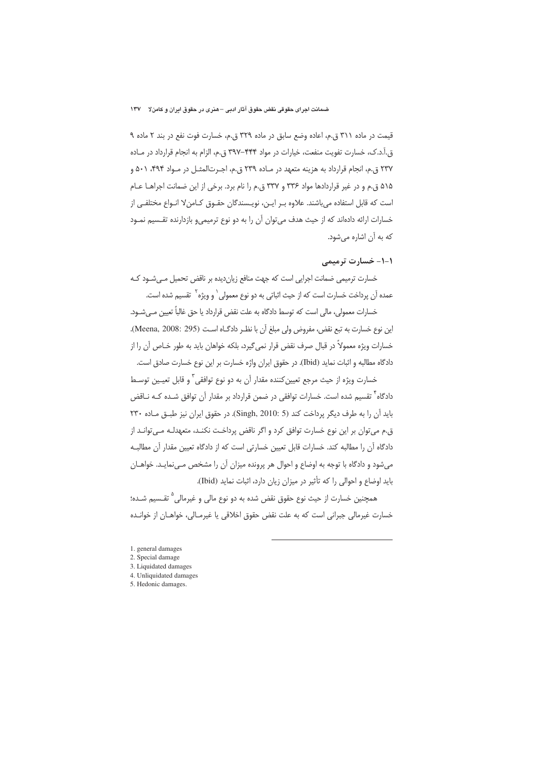قیمت در ماده ۳۱۱ ق.م، اعاده وضع سابق در ماده ۳۲۹ ق.م، خسارت فوت نفع در بند ۲ ماده ۹ ق.آ.د.ک، خسارت تفویت منفعت، خیارات در مواد ۴۴۴-۳۹۷ ق.م، الزام به انجام قرارداد در مـاده ۲۳۷ ق.م، انجام قرارداد به هزینه متعهد در مـاده ۲۳۹ ق.م، اجـرت‌المثـل در مـواد ۴۹۴، ۵۰۱ و ۵۱۵ ق.م و در غیر قراردادها مواد ۳۳۶ و ۳۳۷ ق.م را نام برد. برخی از این ضمانت اجراهـا عـام است که قابل استفاده می‌باشند. علاوه بـر ایـن، نویـسندگان حقـوق کـامن‌لا انـواع مختلفـی از خسارات ارائه داده‌اند که از حیث هدف می‌توان آن را به دو نوع ترمیمی‌و بازدارنده تقـسیم نمـود که به آن اشاره می‌شود.

### ۱-۱- خسارت ترمیمی

خسارت ترمیمی ضمانت اجرایی است که جهت منافع زیان‌دیده بر ناقض تحمیل مـی‌شـود کـه عمده آن پرداخت خسارت است که از حیث اثباتی به دو نوع معمولی[1] و ویژه[2] تقسیم شده است.

خسارات معمولی، مالی است که توسط دادگاه به علت نقض قرارداد یا حق غالباً تعیین مـی‌شـود. این نوع خسارت به تبع نقض، مفروض ولی مبلغ آن با نظـر دادگـاه اسـت (Meena, 2008: 295). خسارات ویژه معمولاً در قبال صرف نقض قرار نمی‌گیرد، بلکه خواهان باید به طور خـاص آن را از دادگاه مطالبه و اثبات نماید (Ibid). در حقوق ایران واژه خسارت بر این نوع خسارت صادق است.

خسارت ویژه از حیث مرجع تعیین‌کننده مقدار آن به دو نوع توافقی[3] و قابل تعیـین توسـط دادگاه[4] تقسیم شده است. خسارات توافقی در ضمن قرارداد بر مقدار آن توافق شـده کـه نـاقض باید آن را به طرف دیگر پرداخت کند (Singh, 2010: 5). در حقوق ایران نیز طبـق مـاده ۲۳۰ ق.م می‌توان بر این نوع خسارت توافق کرد و اگر ناقض پرداخـت نکنـد، متعهدلـه مـی‌توانـد از دادگاه آن را مطالبه کند. خسارات قابل تعیین خسارتی است که از دادگاه تعیین مقدار آن مطالبـه می‌شود و دادگاه با توجه به اوضاع و احوال هر پرونده میزان آن را مشخص مـی‌نمایـد. خواهـان باید اوضاع و احوالی را که تأثیر در میزان زیان دارد، اثبات نماید (Ibid).

همچنین خسارت از حیث نوع حقوق نقض شده به دو نوع مالی و غیرمالی[5] تقـسیم شـده؛ خسارت غیرمالی جبرانی است که به علت نقض حقوق اخلاقی یا غیرمـالی، خواهـان از خوانـده

---

1. general damages
2. Special damage
3. Liquidated damages
4. Unliquidated damages
5. Hedonic damages.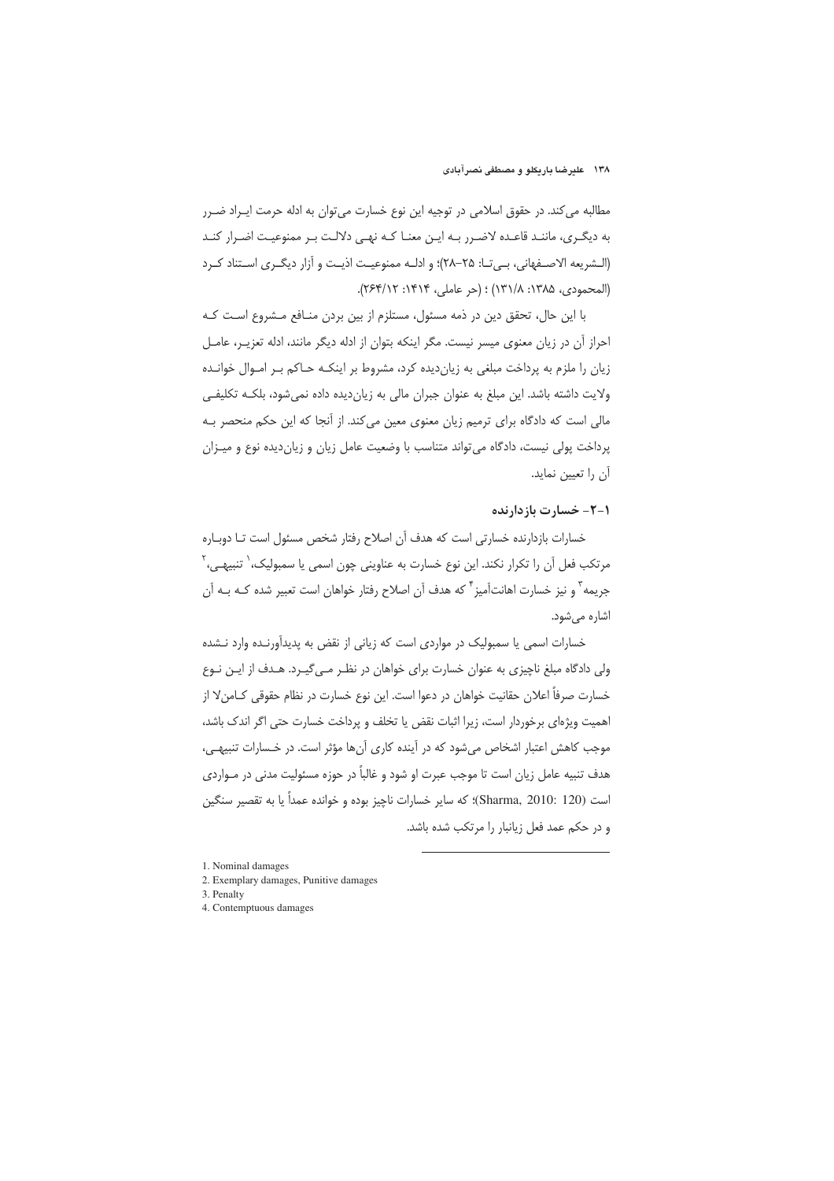مطالبه می‌کند. در حقوق اسلامی در توجیه این نوع خسارت می‌توان به ادله حرمت ایراد ضرر به دیگری، مانند قاعده لاضرر به این معنا که نهی دلالت بر ممنوعیت اضرار کند (الشریعه الاصفهانی، بی‌تا: ۲۵–۲۸)؛ و ادله ممنوعیت اذیت و آزار دیگری استناد کرد (المحمودی، ۱۳۸۵: ۱۳۱/۸) ؛ (حر عاملی، ۱۴۱۴: ۲۶۴/۱۲).

با این حال، تحقق دین در ذمه مسئول، مستلزم از بین بردن منافع مشروع است که احراز آن در زیان معنوی میسر نیست. مگر اینکه بتوان از ادله دیگر مانند، ادله تعزیر، عامل زیان را ملزم به پرداخت مبلغی به زیان‌دیده کرد، مشروط بر اینکه حاکم بر اموال خوانده ولایت داشته باشد. این مبلغ به عنوان جبران مالی به زیان‌دیده داده نمی‌شود، بلکه تکلیفی مالی است که دادگاه برای ترمیم زیان معنوی معین می‌کند. از آنجا که این حکم منحصر به پرداخت پولی نیست، دادگاه می‌تواند متناسب با وضعیت عامل زیان و زیان‌دیده نوع و میزان آن را تعیین نماید.

### ۱-۲- خسارت بازدارنده

خسارات بازدارنده خسارتی است که هدف آن اصلاح رفتار شخص مسئول است تا دوباره مرتکب فعل آن را تکرار نکند. این نوع خسارت به عناوینی چون اسمی یا سمبولیک،[1] تنبیهی،[2] جریمه[3] و نیز خسارت اهانت‌آمیز[4] که هدف آن اصلاح رفتار خواهان است تعبیر شده که به آن اشاره می‌شود.

خسارات اسمی یا سمبولیک در مواردی است که زیانی از نقض به پدیدآورنده وارد نشده ولی دادگاه مبلغ ناچیزی به عنوان خسارت برای خواهان در نظر می‌گیرد. هدف از این نوع خسارت صرفاً اعلان حقانیت خواهان در دعوا است. این نوع خسارت در نظام حقوقی کامن‌لا از اهمیت ویژه‌ای برخوردار است، زیرا اثبات نقض یا تخلف و پرداخت خسارت حتی اگر اندک باشد، موجب کاهش اعتبار اشخاص می‌شود که در آینده کاری آن‌ها مؤثر است. در خسارات تنبیهی، هدف تنبیه عامل زیان است تا موجب عبرت او شود و غالباً در حوزه مسئولیت مدنی در مواردی است (Sharma, 2010: 120)؛ که سایر خسارات ناچیز بوده و خوانده عمداً یا به تقصیر سنگین و در حکم عمد فعل زیانبار را مرتکب شده باشد.

---

1. Nominal damages
2. Exemplary damages, Punitive damages
3. Penalty
4. Contemptuous damages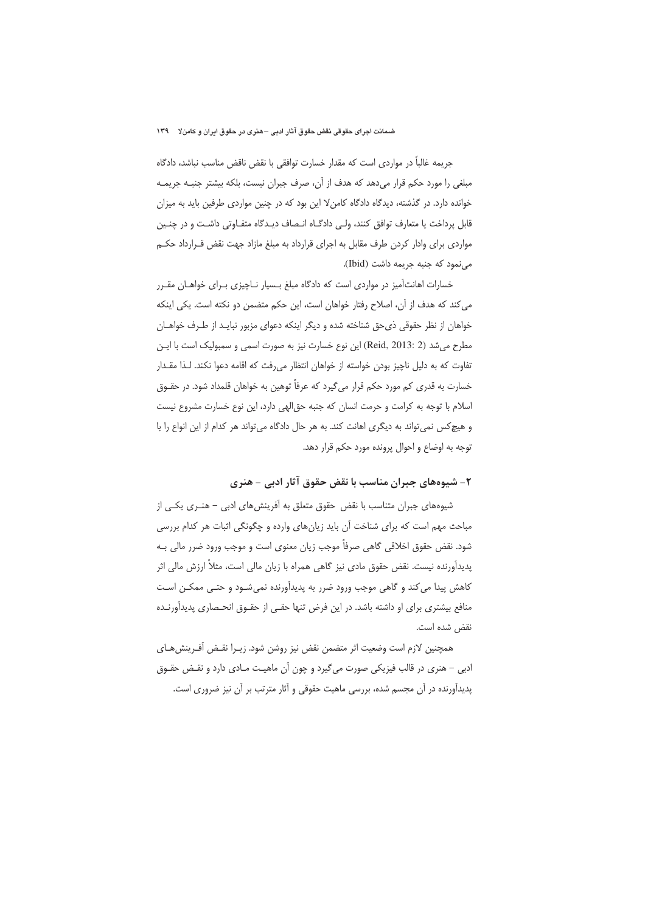جریمه غالباً در مواردی است که مقدار خسارت توافقی با نقض ناقض مناسب نباشد، دادگاه مبلغی را مورد حکم قرار می‌دهد که هدف از آن، صرف جبران نیست، بلکه بیشتر جنبه جریمه خوانده دارد. در گذشته، دیدگاه دادگاه کامن‌لا این بود که در چنین مواردی طرفین باید به میزان قابل پرداخت یا متعارف توافق کنند، ولی دادگاه انصاف دیدگاه متفاوتی داشت و در چنین مواردی برای وادار کردن طرف مقابل به اجرای قرارداد به مبلغ مازاد جهت نقض قرارداد حکم می‌نمود که جنبه جریمه داشت (Ibid).

خسارات اهانت‌آمیز در مواردی است که دادگاه مبلغ بسیار ناچیزی برای خواهان مقرر می‌کند که هدف از آن، اصلاح رفتار خواهان است، این حکم متضمن دو نکته است. یکی اینکه خواهان از نظر حقوقی ذی‌حق شناخته شده و دیگر اینکه دعوای مزبور نباید از طرف خواهان مطرح می‌شد (Reid, 2013: 2) این نوع خسارت نیز به صورت اسمی و سمبولیک است با این تفاوت که به دلیل ناچیز بودن خواسته از خواهان انتظار می‌رفت که اقامه دعوا نکند. لذا مقدار خسارت به قدری کم مورد حکم قرار می‌گیرد که عرفاً توهین به خواهان قلمداد شود. در حقوق اسلام با توجه به کرامت و حرمت انسان که جنبه حق‌الهی دارد، این نوع خسارت مشروع نیست و هیچ‌کس نمی‌تواند به دیگری اهانت کند. به هر حال دادگاه می‌تواند هر کدام از این انواع را با توجه به اوضاع و احوال پرونده مورد حکم قرار دهد.

## ۲- شیوه‌های جبران مناسب با نقض حقوق آثار ادبی - هنری

شیوه‌های جبران متناسب با نقض حقوق متعلق به آفرینش‌های ادبی - هنری یکی از مباحث مهم است که برای شناخت آن باید زیان‌های وارده و چگونگی اثبات هر کدام بررسی شود. نقض حقوق اخلاقی گاهی صرفاً موجب زیان معنوی است و موجب ورود ضرر مالی به پدیدآورنده نیست. نقض حقوق مادی نیز گاهی همراه با زیان مالی است، مثلاً ارزش مالی اثر کاهش پیدا می‌کند و گاهی موجب ورود ضرر به پدیدآورنده نمی‌شود و حتی ممکن است منافع بیشتری برای او داشته باشد. در این فرض تنها حقی از حقوق انحصاری پدیدآورنده نقض شده است.

همچنین لازم است وضعیت اثر متضمن نقض نیز روشن شود. زیرا نقض آفرینش‌های ادبی - هنری در قالب فیزیکی صورت می‌گیرد و چون آن ماهیت مادی دارد و نقض حقوق پدیدآورنده در آن مجسم شده، بررسی ماهیت حقوقی و آثار مترتب بر آن نیز ضروری است.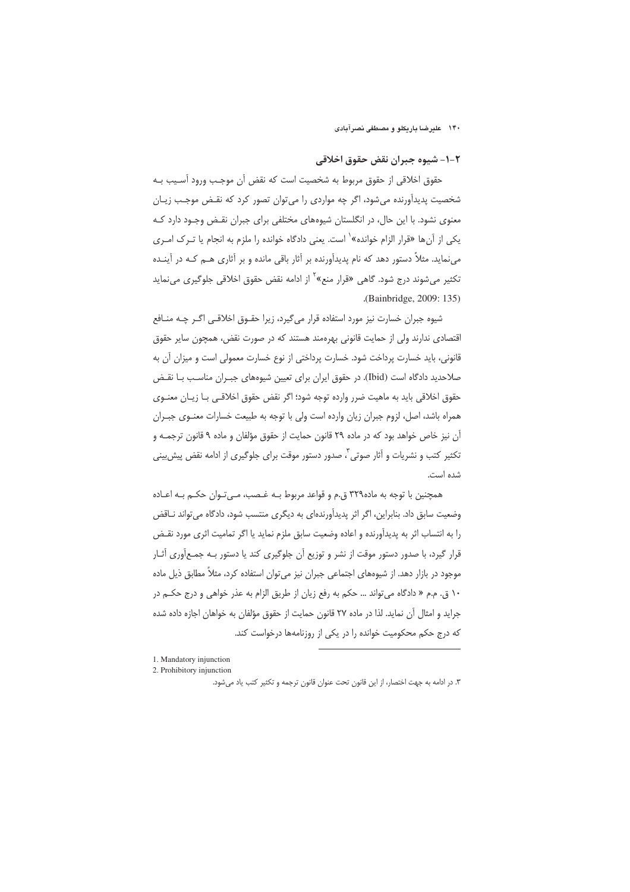## ۲-۱- شیوه جبران نقض حقوق اخلاقی

حقوق اخلاقی از حقوق مربوط به شخصیت است که نقض آن موجب ورود آسیب بـه شخصیت پدیدآورنده می‌شود، اگر چه مواردی را می‌توان تصور کرد که نقـض موجـب زیـان معنوی نشود. با این حال، در انگلستان شیوه‌های مختلفی برای جبران نقـض وجـود دارد کـه یکی از آن‌ها «قرار الزام خوانده»[1] است. یعنی دادگاه خوانده را ملزم به انجام یا تـرک امـری می‌نماید. مثلاً دستور دهد که نام پدیدآورنده بر آثار باقی مانده و بر آثاری هـم کـه در آینـده تکثیر می‌شوند درج شود. گاهی «قرار منع»[2] از ادامه نقض حقوق اخلاقی جلوگیری می‌نماید (Bainbridge, 2009: 135).

شیوه جبران خسارت نیز مورد استفاده قرار می‌گیرد، زیرا حقـوق اخلاقـی اگـر چـه منـافع اقتصادی ندارند ولی از حمایت قانونی بهره‌مند هستند که در صورت نقض، همچون سایر حقوق قانونی، باید خسارت پرداخت شود. خسارت پرداختی از نوع خسارت معمولی است و میزان آن به صلاحدید دادگاه است (Ibid). در حقوق ایران برای تعیین شیوه‌های جبـران مناسـب بـا نقـض حقوق اخلاقی باید به ماهیت ضرر وارده توجه شود؛ اگر نقض حقوق اخلاقـی بـا زیـان معنـوی همراه باشد، اصل، لزوم جبران زیان وارده است ولی با توجه به طبیعت خسارات معنـوی جبـران آن نیز خاص خواهد بود که در ماده ۲۹ قانون حمایت از حقوق مؤلفان و ماده ۹ قانون ترجمـه و تکثیر کتب و نشریات و آثار صوتی[3]، صدور دستور موقت برای جلوگیری از ادامه نقض پیش‌بینی شده است.

همچنین با توجه به ماده۳۲۹ ق.م و قواعد مربوط بـه غـصب، مـی‌تـوان حکـم بـه اعـاده وضعیت سابق داد. بنابراین، اگر اثر پدیدآورنده‌ای به دیگری منتسب شود، دادگاه می‌تواند نـاقض را به انتساب اثر به پدیدآورنده و اعاده وضعیت سابق ملزم نماید یا اگر تمامیت اثری مورد نقـض قرار گیرد، با صدور دستور موقت از نشر و توزیع آن جلوگیری کند یا دستور بـه جمـع‌آوری آثـار موجود در بازار دهد. از شیوه‌های اجتماعی جبران نیز می‌توان استفاده کرد، مثلاً مطابق ذیل ماده ۱۰ ق. م.م « دادگاه می‌تواند ... حکم به رفع زیان از طریق الزام به عذر خواهی و درج حکـم در جراید و امثال آن نماید. لذا در ماده ۲۷ قانون حمایت از حقوق مؤلفان به خواهان اجازه داده شده که درج حکم محکومیت خوانده را در یکی از روزنامه‌ها درخواست کند.

---

1. Mandatory injunction
2. Prohibitory injunction
3. در ادامه به جهت اختصار، از این قانون تحت عنوان قانون ترجمه و تکثیر کتب یاد می‌شود.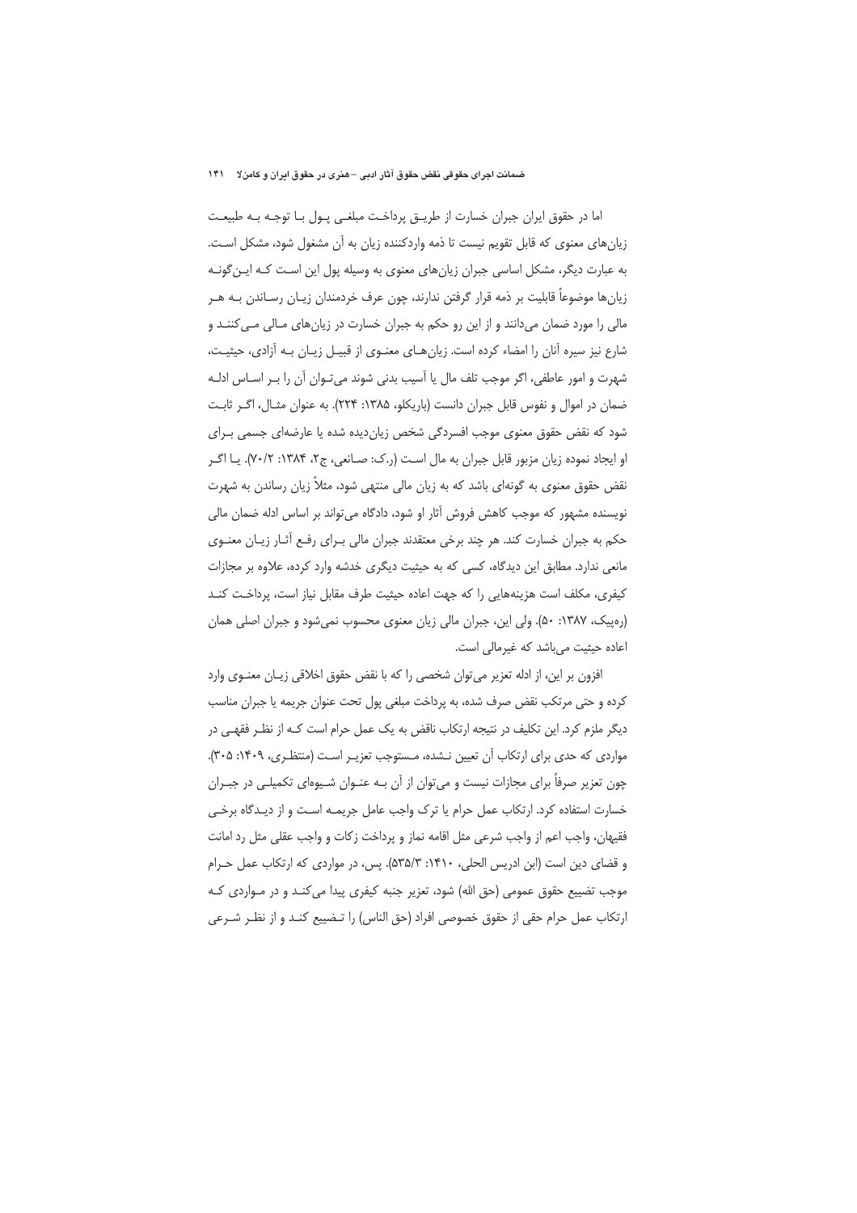اما در حقوق ایران جبران خسارت از طریق پرداخت مبلغی پول با توجه به طبیعت زیان‌های معنوی که قابل تقویم نیست تا ذمه واردکننده زیان به آن مشغول شود، مشکل است. به عبارت دیگر، مشکل اساسی جبران زیان‌های معنوی به وسیله پول این است که این‌گونه زیان‌ها موضوعاً قابلیت بر ذمه قرار گرفتن ندارند، چون عرف خردمندان زیان رساندن به هر مالی را مورد ضمان می‌دانند و از این رو حکم به جبران خسارت در زیان‌های مالی می‌کنند و شارع نیز سیره آنان را امضاء کرده است. زیان‌های معنوی از قبیل زیان به آزادی، حیثیت، شهرت و امور عاطفی، اگر موجب تلف مال یا آسیب بدنی شوند می‌توان آن را بر اساس ادله ضمان در اموال و نفوس قابل جبران دانست (باریکلو، ۱۳۸۵: ۲۲۴). به عنوان مثال، اگر ثابت شود که نقض حقوق معنوی موجب افسردگی شخص زیان‌دیده شده یا عارضه‌ای جسمی برای او ایجاد نموده زیان مزبور قابل جبران به مال است (ر.ک: صانعی، ج۲، ۱۳۸۴: ۷۰/۲). یا اگر نقض حقوق معنوی به گونه‌ای باشد که به زیان مالی منتهی شود، مثلاً زیان رساندن به شهرت نویسنده مشهور که موجب کاهش فروش آثار او شود، دادگاه می‌تواند بر اساس ادله ضمان مالی حکم به جبران خسارت کند. هر چند برخی معتقدند جبران مالی برای رفع آثار زیان معنوی مانعی ندارد. مطابق این دیدگاه، کسی که به حیثیت دیگری خدشه وارد کرده، علاوه بر مجازات کیفری، مکلف است هزینه‌هایی را که جهت اعاده حیثیت طرف مقابل نیاز است، پرداخت کند (ره‌پیک، ۱۳۸۷: ۵۰). ولی این، جبران مالی زیان معنوی محسوب نمی‌شود و جبران اصلی همان اعاده حیثیت می‌باشد که غیرمالی است.

افزون بر این، از ادله تعزیر می‌توان شخصی را که با نقض حقوق اخلاقی زیان معنوی وارد کرده و حتی مرتکب نقض صرف شده، به پرداخت مبلغی پول تحت عنوان جریمه یا جبران مناسب دیگر ملزم کرد. این تکلیف در نتیجه ارتکاب ناقض به یک عمل حرام است که از نظر فقهی در مواردی که حدی برای ارتکاب آن تعیین نشده، مستوجب تعزیر است (منتظری، ۱۴۰۹: ۳۰۵). چون تعزیر صرفاً برای مجازات نیست و می‌توان از آن به عنوان شیوه‌ای تکمیلی در جبران خسارت استفاده کرد. ارتکاب عمل حرام یا ترک واجب عامل جریمه است و از دیدگاه برخی فقیهان، واجب اعم از واجب شرعی مثل اقامه نماز و پرداخت زکات و واجب عقلی مثل رد امانت و قضای دین است (ابن ادریس الحلی، ۱۴۱۰: ۵۳۵/۳). پس، در مواردی که ارتکاب عمل حرام موجب تضییع حقوق عمومی (حق الله) شود، تعزیر جنبه کیفری پیدا می‌کند و در مواردی که ارتکاب عمل حرام حقی از حقوق خصوصی افراد (حق الناس) را تضییع کند و از نظر شرعی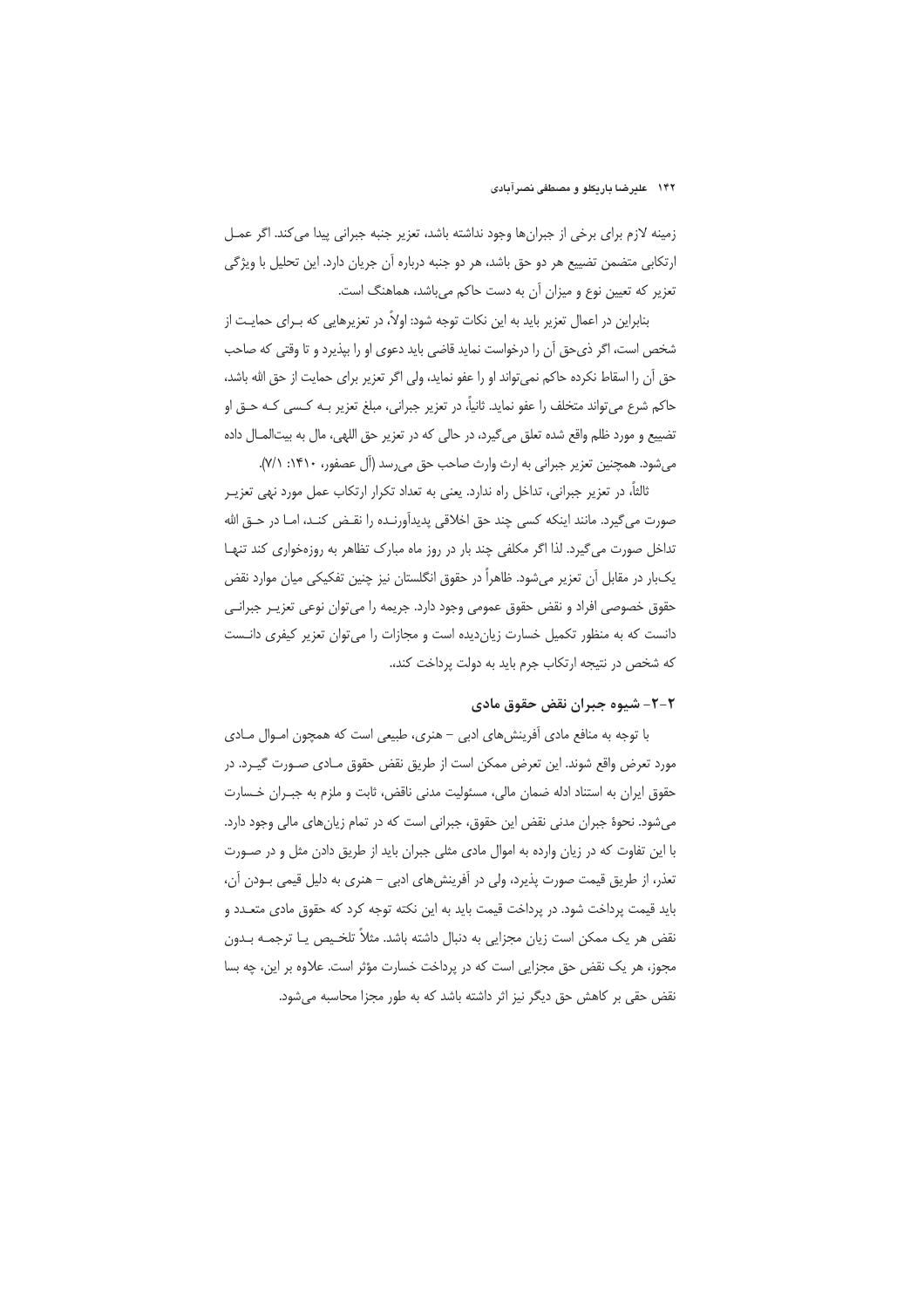زمینه لازم برای برخی از جبران‌ها وجود نداشته باشد، تعزیر جنبه جبرانی پیدا می‌کند. اگر عمـل ارتکابی متضمن تضییع هر دو حق باشد، هر دو جنبه درباره آن جریان دارد. این تحلیل با ویژگی تعزیر که تعیین نوع و میزان آن به دست حاکم می‌باشد، هماهنگ است.

بنابراین در اعمال تعزیر باید به این نکات توجه شود: اولاً، در تعزیرهایی که بـرای حمایـت از شخص است، اگر ذی‌حق آن را درخواست نماید قاضی باید دعوی او را بپذیرد و تا وقتی که صاحب حق آن را اسقاط نکرده حاکم نمی‌تواند او را عفو نماید، ولی اگر تعزیر برای حمایت از حق الله باشد، حاکم شرع می‌تواند متخلف را عفو نماید. ثانیاً، در تعزیر جبرانی، مبلغ تعزیر بـه کـسی کـه حـق او تضییع و مورد ظلم واقع شده تعلق می‌گیرد، در حالی که در تعزیر حق اللهی، مال به بیت‌المـال داده می‌شود. همچنین تعزیر جبرانی به ارث وارث صاحب حق می‌رسد (آل عصفور، ۱۴۱۰: ۷/۱).

ثالثاً، در تعزیر جبرانی، تداخل راه ندارد. یعنی به تعداد تکرار ارتکاب عمل مورد نهی تعزیـر صورت می‌گیرد. مانند اینکه کسی چند حق اخلاقی پدیدآورنـده را نقـض کنـد، امـا در حـق الله تداخل صورت می‌گیرد. لذا اگر مکلفی چند بار در روز ماه مبارک تظاهر به روزه‌خواری کند تنهـا یک‌بار در مقابل آن تعزیر می‌شود. ظاهراً در حقوق انگلستان نیز چنین تفکیکی میان موارد نقض حقوق خصوصی افراد و نقض حقوق عمومی وجود دارد. جریمه را می‌توان نوعی تعزیـر جبرانـی دانست که به منظور تکمیل خسارت زیان‌دیده است و مجازات را می‌توان تعزیر کیفری دانـست که شخص در نتیجه ارتکاب جرم باید به دولت پرداخت کند.

### ۲-۲- شیوه جبران نقض حقوق مادی

با توجه به منافع مادی آفرینش‌های ادبی – هنری، طبیعی است که همچون امـوال مـادی مورد تعرض واقع شوند. این تعرض ممکن است از طریق نقض حقوق مـادی صـورت گیـرد. در حقوق ایران به استناد ادله ضمان مالی، مسئولیت مدنی ناقض، ثابت و ملزم به جبـران خـسارت می‌شود. نحوهٔ جبران مدنی نقض این حقوق، جبرانی است که در تمام زیان‌های مالی وجود دارد. با این تفاوت که در زیان وارده به اموال مادی مثلی جبران باید از طریق دادن مثل و در صـورت تعذر، از طریق قیمت صورت پذیرد، ولی در آفرینش‌های ادبی – هنری به دلیل قیمی بـودن آن، باید قیمت پرداخت شود. در پرداخت قیمت باید به این نکته توجه کرد که حقوق مادی متعـدد و نقض هر یک ممکن است زیان مجزایی به دنبال داشته باشد. مثلاً تلخـیص یـا ترجمـه بـدون مجوز، هر یک نقض حق مجزایی است که در پرداخت خسارت مؤثر است. علاوه بر این، چه بسا نقض حقی بر کاهش حق دیگر نیز اثر داشته باشد که به طور مجزا محاسبه می‌شود.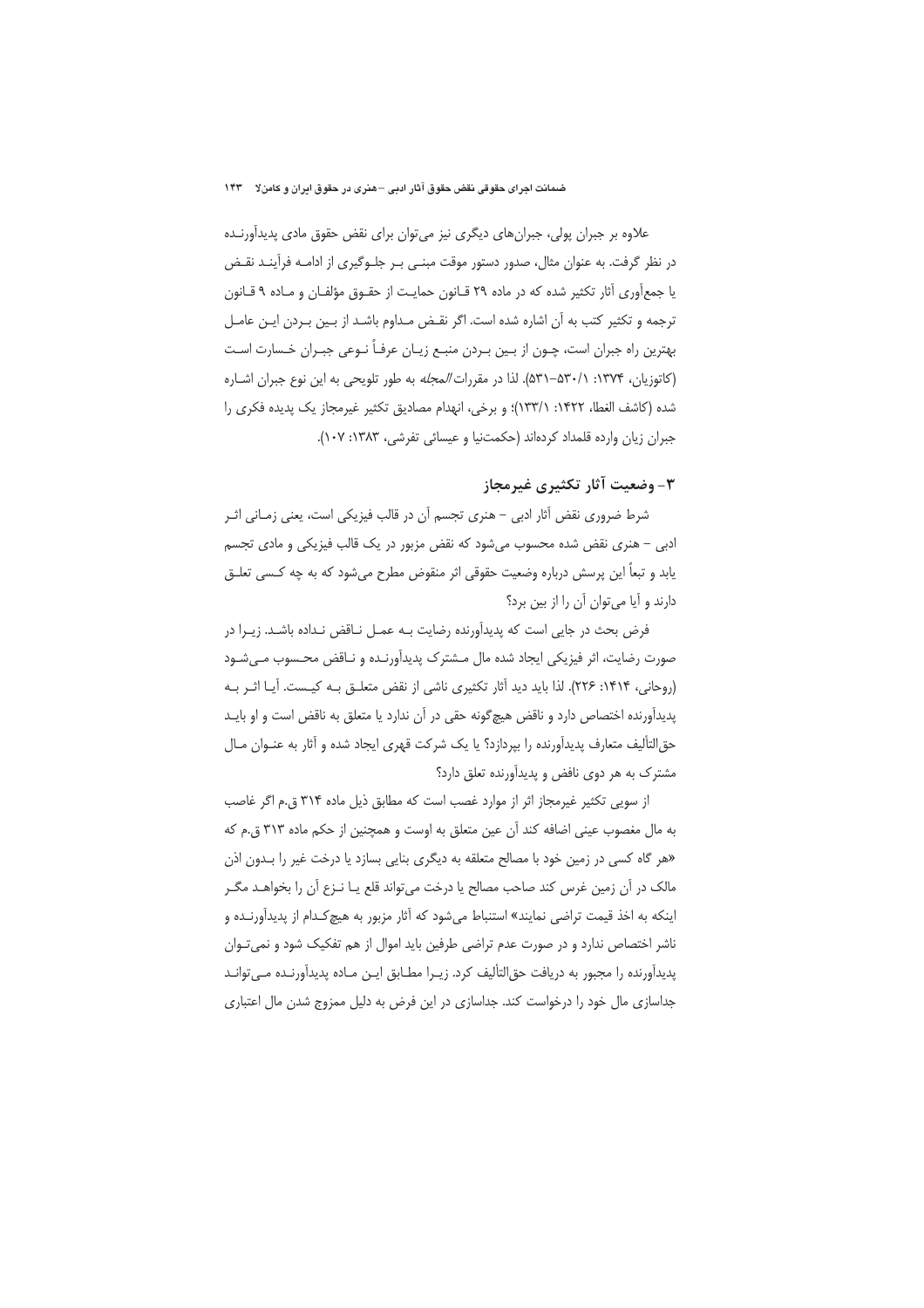علاوه بر جبران پولی، جبران‌های دیگری نیز می‌توان برای نقض حقوق مادی پدیدآورنـده در نظر گرفت. به عنوان مثال، صدور دستور موقت مبنـی بـر جلـوگیری از ادامـه فرآینـد نقـض یا جمع‌آوری آثار تکثیر شده که در ماده ۲۹ قـانون حمایـت از حقـوق مؤلفـان و مـاده ۹ قـانون ترجمه و تکثیر کتب به آن اشاره شده است. اگر نقـض مـداوم باشـد از بـین بـردن ایـن عامـل بهترین راه جبران است، چـون از بـین بـردن منبـع زیـان عرفاً نـوعی جبـران خـسارت اسـت (کاتوزیان، ۱۳۷۴: ۵۳۰/۱–۵۳۱). لذا در مقررات *المجله* به طور تلویحی به این نوع جبران اشـاره شده (کاشف الغطا، ۱۴۲۲: ۱۳۳/۱)؛ و برخی، انهدام مصادیق تکثیر غیرمجاز یک پدیده فکری را جبران زیان وارده قلمداد کرده‌اند (حکمت‌نیا و عیسائی تفرشی، ۱۳۸۳: ۱۰۷).

## ۳- وضعیت آثار تکثیری غیرمجاز

شرط ضروری نقض آثار ادبی – هنری تجسم آن در قالب فیزیکی است، یعنی زمـانی اثـر ادبی – هنری نقض شده محسوب می‌شود که نقض مزبور در یک قالب فیزیکی و مادی تجسم یابد و تبعاً این پرسش درباره وضعیت حقوقی اثر منقوض مطرح می‌شود که به چه کـسی تعلـق دارند و آیا می‌توان آن را از بین برد؟

فرض بحث در جایی است که پدیدآورنده رضایت بـه عمـل نـاقض نـداده باشـد. زیـرا در صورت رضایت، اثر فیزیکی ایجاد شده مال مـشترک پدیدآورنـده و نـاقض محـسوب مـی‌شـود (روحانی، ۱۴۱۴: ۲۲۶). لذا باید دید آثار تکثیری ناشی از نقض متعلـق بـه کیـست. آیـا اثـر بـه پدیدآورنده اختصاص دارد و ناقض هیچ‌گونه حقی در آن ندارد یا متعلق به ناقض است و او بایـد حق‌التألیف متعارف پدیدآورنده را بپردازد؟ یا یک شرکت قهری ایجاد شده و آثار به عنـوان مـال مشترک به هر دوی نافض و پدیدآورنده تعلق دارد؟

از سویی تکثیر غیرمجاز اثر از موارد غصب است که مطابق ذیل ماده ۳۱۴ ق.م اگر غاصب به مال مغصوب عینی اضافه کند آن عین متعلق به اوست و همچنین از حکم ماده ۳۱۳ ق.م که «هر گاه کسی در زمین خود با مصالح متعلقه به دیگری بنایی بسازد یا درخت غیر را بـدون اذن مالک در آن زمین غرس کند صاحب مصالح یا درخت می‌تواند قلع یـا نـزع آن را بخواهـد مگـر اینکه به اخذ قیمت تراضی نمایند» استنباط می‌شود که آثار مزبور به هیچ‌کـدام از پدیدآورنـده و ناشر اختصاص ندارد و در صورت عدم تراضی طرفین باید اموال از هم تفکیک شود و نمی‌تـوان پدیدآورنده را مجبور به دریافت حق‌التألیف کرد. زیـرا مطـابق ایـن مـاده پدیدآورنـده مـی‌توانـد جداسازی مال خود را درخواست کند. جداسازی در این فرض به دلیل ممزوج شدن مال اعتباری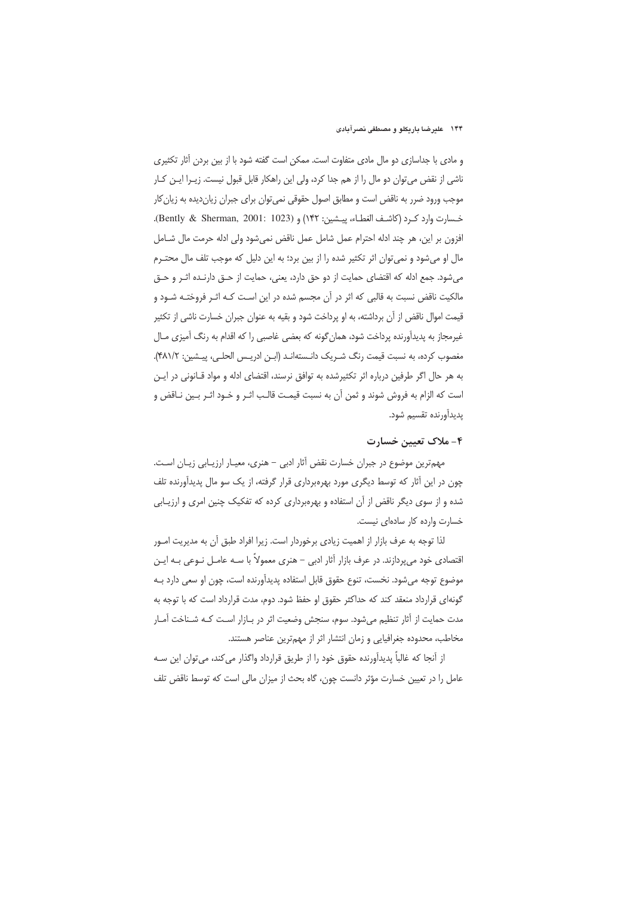و مادی با جداسازی دو مال مادی متفاوت است. ممکن است گفته شود با از بین بردن آثار تکثیری ناشی از نقض می‌توان دو مال را از هم جدا کرد، ولی این راهکار قابل قبول نیست. زیـرا ایـن کـار موجب ورود ضرر به ناقض است و مطابق اصول حقوقی نمی‌توان برای جبران زیان‌دیده به زیان‌کار خسارت وارد کـرد (کاشـف الغطـاء، پیـشین: ۱۴۲) و (Bently & Sherman, 2001: 1023). افزون بر این، هر چند ادله احترام عمل شامل عمل ناقض نمی‌شود ولی ادله حرمت مال شـامل مال او می‌شود و نمی‌توان اثر تکثیر شده را از بین برد؛ به این دلیل که موجب تلف مال محتـرم می‌شود. جمع ادله که اقتضای حمایت از دو حق دارد، یعنی، حمایت از حـق دارنـده اثـر و حـق مالکیت ناقض نسبت به قالبی که اثر در آن مجسم شده در این اسـت کـه اثـر فروختـه شـود و قیمت اموال ناقض از آن برداشته، به او پرداخت شود و بقیه به عنوان جبران خسارت ناشی از تکثیر غیرمجاز به پدیدآورنده پرداخت شود، همان‌گونه که بعضی غاصبی را که اقدام به رنگ آمیزی مـال مغصوب کرده، به نسبت قیمت رنگ شـریک دانـسته‌انـد (ابـن ادریـس الحلـی، پیـشین: ۴۸۱/۲). به هر حال اگر طرفین درباره اثر تکثیرشده به توافق نرسند، اقتضای ادله و مواد قـانونی در ایـن است که الزام به فروش شوند و ثمن آن به نسبت قیمـت قالـب اثـر و خـود اثـر بـین نـاقض و پدیدآورنده تقسیم شود.

## ۴- ملاک تعیین خسارت

مهم‌ترین موضوع در جبران خسارت نقض آثار ادبی – هنری، معیـار ارزیـابی زیـان اسـت. چون در این آثار که توسط دیگری مورد بهره‌برداری قرار گرفته، از یک سو مال پدیدآورنده تلف شده و از سوی دیگر ناقض از آن استفاده و بهره‌برداری کرده که تفکیک چنین امری و ارزیـابی خسارت وارده کار ساده‌ای نیست.

لذا توجه به عرف بازار از اهمیت زیادی برخوردار است. زیرا افراد طبق آن به مدیریت امـور اقتصادی خود می‌پردازند. در عرف بازار آثار ادبی – هنری معمولاً با سـه عامـل نـوعی بـه ایـن موضوع توجه می‌شود. نخست، تنوع حقوق قابل استفاده پدیدآورنده است، چون او سعی دارد بـه گونه‌ای قرارداد منعقد کند که حداکثر حقوق او حفظ شود. دوم، مدت قرارداد است که با توجه به مدت حمایت از آثار تنظیم می‌شود. سوم، سنجش وضعیت اثر در بـازار اسـت کـه شـناخت آمـار مخاطب، محدوده جغرافیایی و زمان انتشار اثر از مهم‌ترین عناصر هستند.

از آنجا که غالباً پدیدآورنده حقوق خود را از طریق قرارداد واگذار می‌کند، می‌توان این سـه عامل را در تعیین خسارت مؤثر دانست چون، گاه بحث از میزان مالی است که توسط ناقض تلف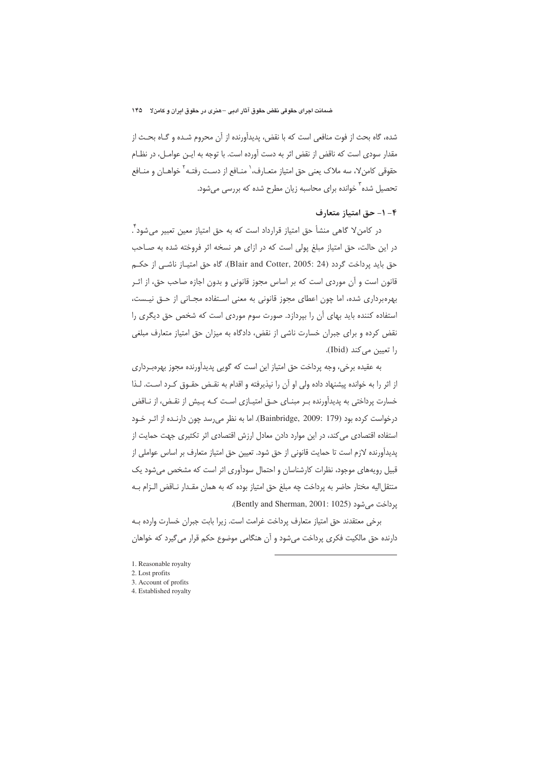شده، گاه بحث از فوت منافعی است که با نقض، پدیدآورنده از آن محروم شده و گاه بحث از مقدار سودی است که ناقض از نقض اثر به دست آورده است. با توجه به این عوامل، در نظام حقوقی کامن‌لا، سه ملاک یعنی حق امتیاز متعارف،[1] منافع از دست رفته[2] خواهان و منافع تحصیل شده[3] خوانده برای محاسبه زیان مطرح شده که بررسی می‌شود.

### ۴- ۱- حق امتیاز متعارف

در کامن‌لا گاهی منشأ حق امتیاز قرارداد است که به حق امتیاز معین تعبیر می‌شود[4]. در این حالت، حق امتیاز مبلغ پولی است که در ازای هر نسخه اثر فروخته شده به صاحب حق باید پرداخت گردد (Blair and Cotter, 2005: 24). گاه حق امتیاز ناشی از حکم قانون است و آن موردی است که بر اساس مجوز قانونی و بدون اجازه صاحب حق، از اثر بهره‌برداری شده، اما چون اعطای مجوز قانونی به معنی استفاده مجانی از حق نیست، استفاده کننده باید بهای آن را بپردازد. صورت سوم موردی است که شخص حق دیگری را نقض کرده و برای جبران خسارت ناشی از نقض، دادگاه به میزان حق امتیاز متعارف مبلغی را تعیین می‌کند (Ibid).

به عقیده برخی، وجه پرداخت حق امتیاز این است که گویی پدیدآورنده مجوز بهره‌برداری از اثر را به خوانده پیشنهاد داده ولی او آن را نپذیرفته و اقدام به نقض حقوق کرد است. لذا خسارت پرداختی به پدیدآورنده بر مبنای حق امتیازی است که پیش از نقض، از ناقض درخواست کرده بود (Bainbridge, 2009: 179). اما به نظر می‌رسد چون دارنده از اثر خود استفاده اقتصادی می‌کند، در این موارد دادن معادل ارزش اقتصادی اثر تکثیری جهت حمایت از پدیدآورنده لازم است تا حمایت قانونی از حق شود. تعیین حق امتیاز متعارف بر اساس عواملی از قبیل رویه‌های موجود، نظرات کارشناسان و احتمال سودآوری اثر است که مشخص می‌شود یک منتقل‌الیه مختار حاضر به پرداخت چه مبلغ حق امتیاز بوده که به همان مقدار ناقض الزام به پرداخت می‌شود (Bently and Sherman, 2001: 1025).

برخی معتقدند حق امتیاز متعارف پرداخت غرامت است. زیرا بابت جبران خسارت وارده به دارنده حق مالکیت فکری پرداخت می‌شود و آن هنگامی موضوع حکم قرار می‌گیرد که خواهان

---

1. Reasonable royalty
2. Lost profits
3. Account of profits
4. Established royalty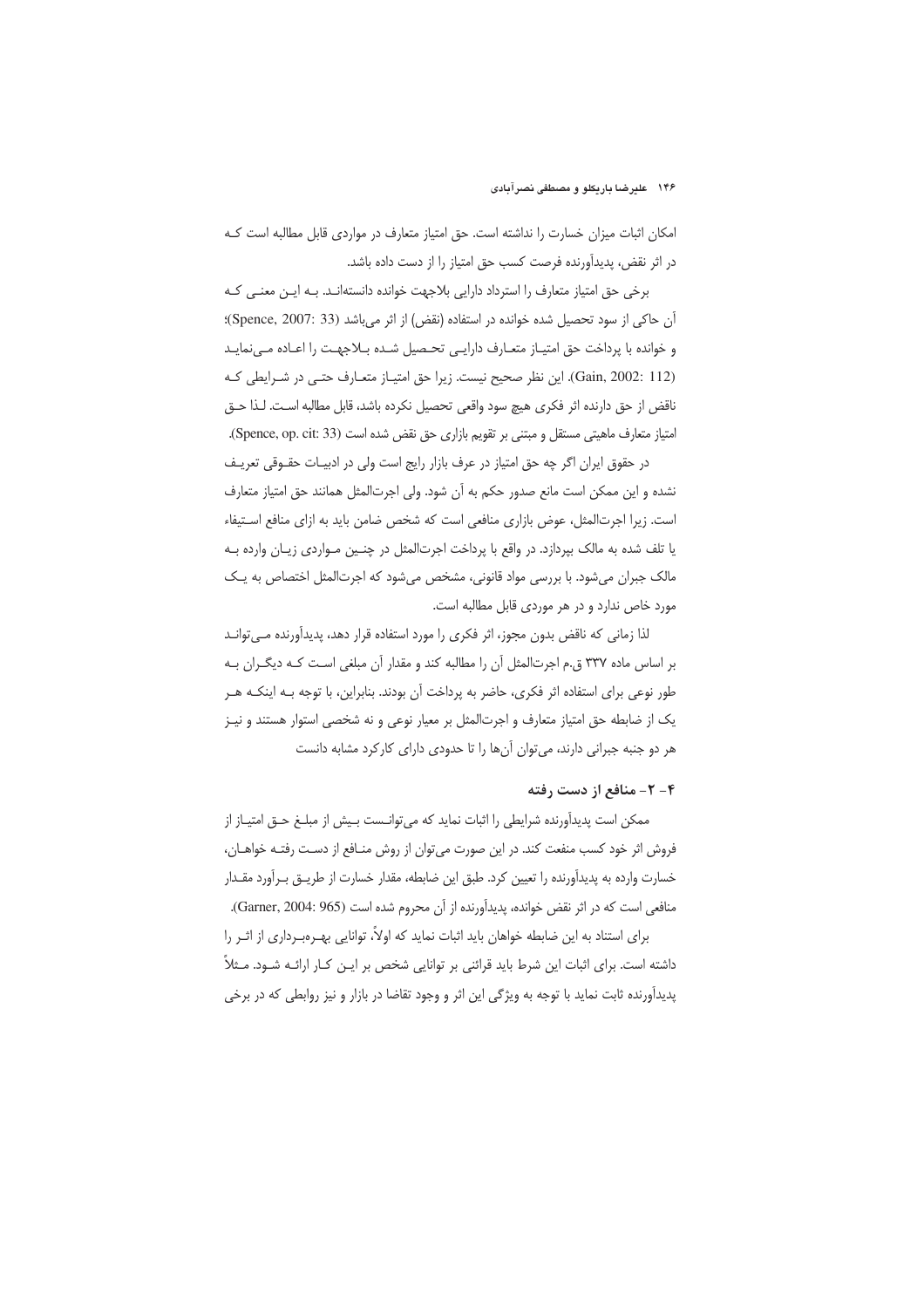امکان اثبات میزان خسارت را نداشته است. حق امتیاز متعارف در مواردی قابل مطالبه است کـه در اثر نقض، پدیدآورنده فرصت کسب حق امتیاز را از دست داده باشد.

برخی حق امتیاز متعارف را استرداد دارایی بلاجهت خوانده دانسته‌انـد. بـه ایـن معنـی کـه آن حاکی از سود تحصیل شده خوانده در استفاده (نقض) از اثر می‌باشد (Spence, 2007: 33)؛ و خوانده با پرداخت حق امتیـاز متعـارف دارایـی تحـصیل شـده بـلاجهـت را اعـاده مـی‌نمایـد (Gain, 2002: 112). این نظر صحیح نیست. زیرا حق امتیـاز متعـارف حتـی در شـرایطی کـه ناقض از حق دارنده اثر فکری هیچ سود واقعی تحصیل نکرده باشد، قابل مطالبه اسـت. لـذا حـق امتیاز متعارف ماهیتی مستقل و مبتنی بر تقویم بازاری حق نقض شده است (Spence, op. cit: 33).

در حقوق ایران اگر چه حق امتیاز در عرف بازار رایج است ولی در ادبیـات حقـوقی تعریـف نشده و این ممکن است مانع صدور حکم به آن شود. ولی اجرت‌المثل همانند حق امتیاز متعارف است. زیرا اجرت‌المثل، عوض بازاری منافعی است که شخص ضامن باید به ازای منافع اسـتیفاء یا تلف شده به مالک بپردازد. در واقع با پرداخت اجرت‌المثل در چنـین مـواردی زیـان وارده بـه مالک جبران می‌شود. با بررسی مواد قانونی، مشخص می‌شود که اجرت‌المثل اختصاص به یـک مورد خاص ندارد و در هر موردی قابل مطالبه است.

لذا زمانی که ناقض بدون مجوز، اثر فکری را مورد استفاده قرار دهد، پدیدآورنده مـی‌توانـد بر اساس ماده ۳۳۷ ق.م اجرت‌المثل آن را مطالبه کند و مقدار آن مبلغی اسـت کـه دیگـران بـه طور نوعی برای استفاده اثر فکری، حاضر به پرداخت آن بودند. بنابراین، با توجه بـه اینکـه هـر یک از ضابطه حق امتیاز متعارف و اجرت‌المثل بر معیار نوعی و نه شخصی استوار هستند و نیـز هر دو جنبه جبرانی دارند، می‌توان آن‌ها را تا حدودی دارای کارکرد مشابه دانست

### ۴- ۲- منافع از دست رفته

ممکن است پدیدآورنده شرایطی را اثبات نماید که می‌توانـست بـیش از مبلـغ حـق امتیـاز از فروش اثر خود کسب منفعت کند. در این صورت می‌توان از روش منـافع از دسـت رفتـه خواهـان، خسارت وارده به پدیدآورنده را تعیین کرد. طبق این ضابطه، مقدار خسارت از طریـق بـرآورد مقـدار منافعی است که در اثر نقض خوانده، پدیدآورنده از آن محروم شده است (Garner, 2004: 965).

برای استناد به این ضابطه خواهان باید اثبات نماید که اولاً، توانایی بهـره‌بـرداری از اثـر را داشته است. برای اثبات این شرط باید قرائنی بر توانایی شخص بر ایـن کـار ارائـه شـود. مـثلاً پدیدآورنده ثابت نماید با توجه به ویژگی این اثر و وجود تقاضا در بازار و نیز روابطی که در برخی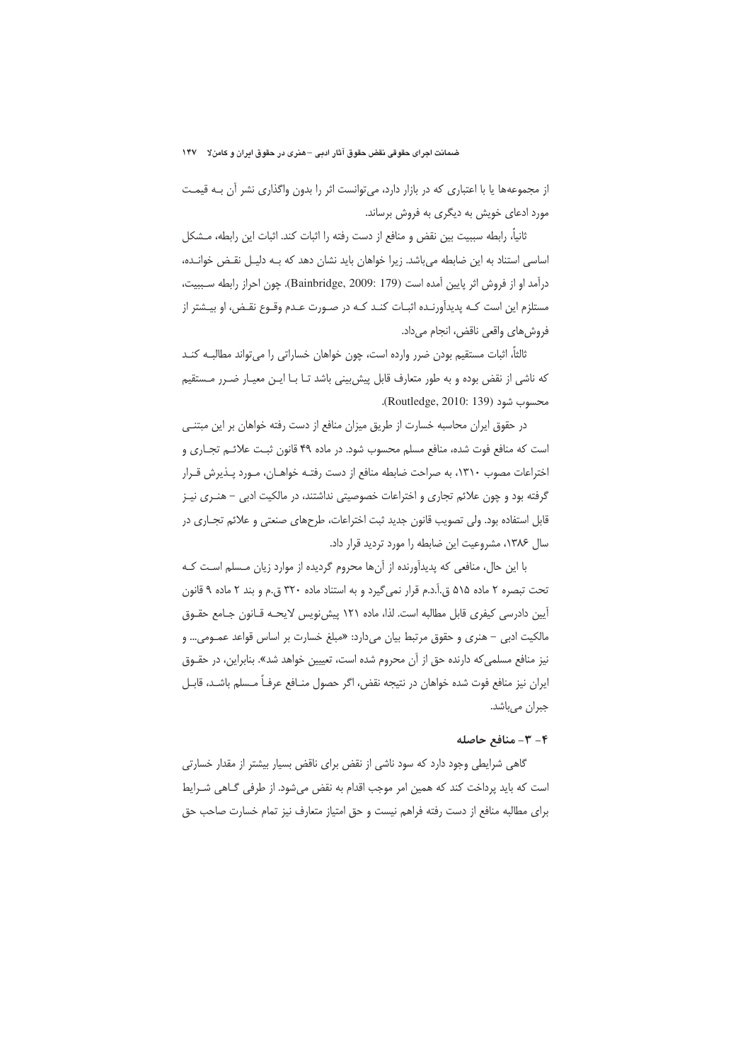از مجموعه‌ها یا با اعتباری که در بازار دارد، می‌توانست اثر را بدون واگذاری نشر آن بـه قیمـت مورد ادعای خویش به دیگری به فروش برساند.

ثانیاً، رابطه سببیت بین نقض و منافع از دست رفته را اثبات کند. اثبات این رابطه، مـشکل اساسی استناد به این ضابطه می‌باشد. زیرا خواهان باید نشان دهد که بـه دلیـل نقـض خوانـده، درآمد او از فروش اثر پایین آمده است (Bainbridge, 2009: 179). چون احراز رابطه سـببیت، مستلزم این است کـه پدیدآورنـده اثبـات کنـد کـه در صـورت عـدم وقـوع نقـض، او بیـشتر از فروش‌های واقعی ناقض، انجام می‌داد.

ثالثاً، اثبات مستقیم بودن ضرر وارده است، چون خواهان خساراتی را می‌تواند مطالبـه کنـد که ناشی از نقض بوده و به طور متعارف قابل پیش‌بینی باشد تـا بـا ایـن معیـار ضـرر مـستقیم محسوب شود (Routledge, 2010: 139).

در حقوق ایران محاسبه خسارت از طریق میزان منافع از دست رفته خواهان بر این مبتنـی است که منافع فوت شده، منافع مسلم محسوب شود. در ماده ۴۹ قانون ثبـت علائـم تجـاری و اختراعات مصوب ۱۳۱۰، به صراحت ضابطه منافع از دست رفتـه خواهـان، مـورد پـذیرش قـرار گرفته بود و چون علائم تجاری و اختراعات خصوصیتی نداشتند، در مالکیت ادبی – هنـری نیـز قابل استفاده بود. ولی تصویب قانون جدید ثبت اختراعات، طرح‌های صنعتی و علائم تجـاری در سال ۱۳۸۶، مشروعیت این ضابطه را مورد تردید قرار داد.

با این حال، منافعی که پدیدآورنده از آن‌ها محروم گردیده از موارد زیان مـسلم اسـت کـه تحت تبصره ۲ ماده ۵۱۵ ق.آ.د.م قرار نمی‌گیرد و به استناد ماده ۳۲۰ ق.م و بند ۲ ماده ۹ قانون آیین دادرسی کیفری قابل مطالبه است. لذا، ماده ۱۲۱ پیش‌نویس لایحـه قـانون جـامع حقـوق مالکیت ادبی – هنری و حقوق مرتبط بیان می‌دارد: «مبلغ خسارت بر اساس قواعد عمـومی... و نیز منافع مسلمی‌که دارنده حق از آن محروم شده است، تعیین خواهد شد». بنابراین، در حقـوق ایران نیز منافع فوت شده خواهان در نتیجه نقض، اگر حصول منـافع عرفـاً مـسلم باشـد، قابـل جبران می‌باشد.

### ۴- ۳- منافع حاصله

گاهی شرایطی وجود دارد که سود ناشی از نقض برای ناقض بسیار بیشتر از مقدار خسارتی است که باید پرداخت کند که همین امر موجب اقدام به نقض می‌شود. از طرفی گـاهی شـرایط برای مطالبه منافع از دست رفته فراهم نیست و حق امتیاز متعارف نیز تمام خسارت صاحب حق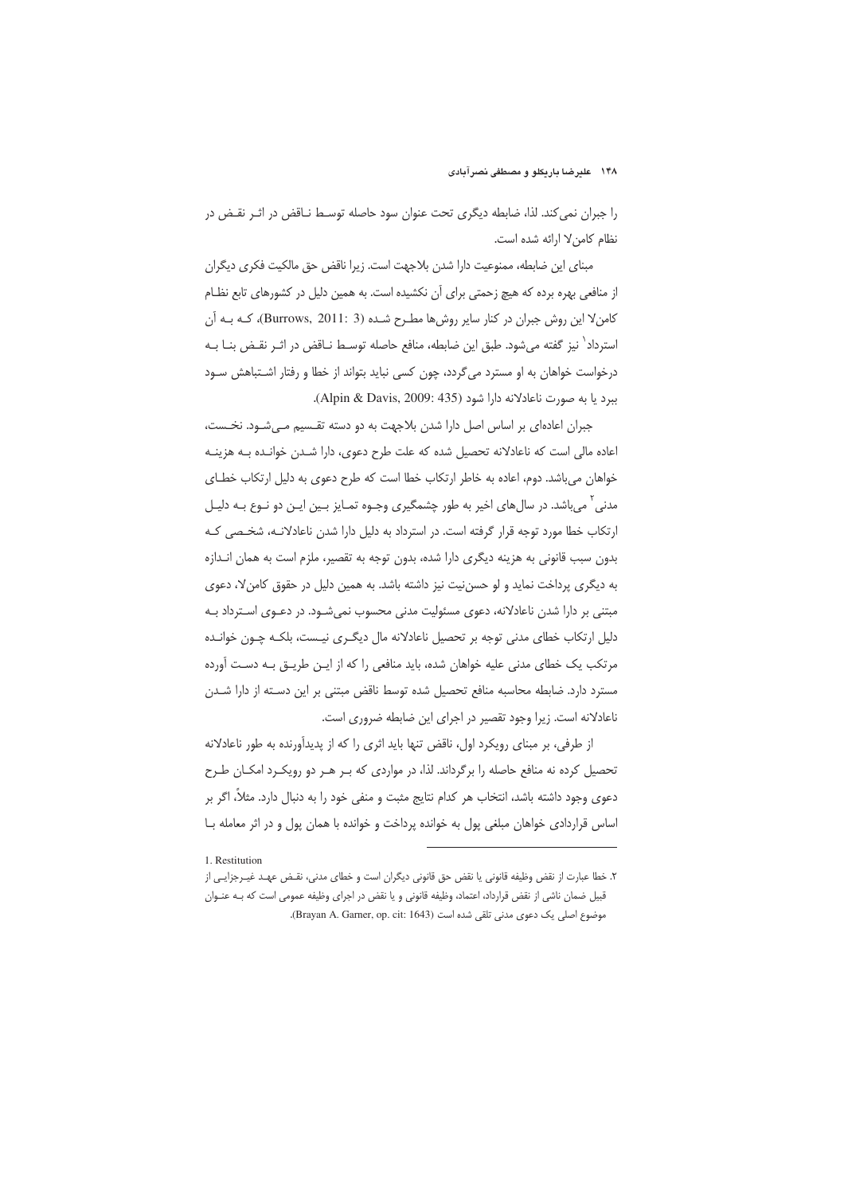را جبران نمی‌کند. لذا، ضابطه دیگری تحت عنوان سود حاصله توسط ناقض در اثر نقض در نظام کامن‌لا ارائه شده است.

مبنای این ضابطه، ممنوعیت دارا شدن بلاجهت است. زیرا ناقض حق مالکیت فکری دیگران از منافعی بهره برده که هیچ زحمتی برای آن نکشیده است. به همین دلیل در کشورهای تابع نظام کامن‌لا این روش جبران در کنار سایر روش‌ها مطرح شده (Burrows, 2011: 3)، که به آن استرداد[1] نیز گفته می‌شود. طبق این ضابطه، منافع حاصله توسط ناقض در اثر نقض بنا به درخواست خواهان به او مسترد می‌گردد، چون کسی نباید بتواند از خطا و رفتار اشتباهش سود ببرد یا به صورت ناعادلانه دارا شود (Alpin & Davis, 2009: 435).

جبران اعاده‌ای بر اساس اصل دارا شدن بلاجهت به دو دسته تقسیم می‌شود. نخست، اعاده مالی است که ناعادلانه تحصیل شده که علت طرح دعوی، دارا شدن خوانده به هزینه خواهان می‌باشد. دوم، اعاده به خاطر ارتکاب خطا است که طرح دعوی به دلیل ارتکاب خطای مدنی[2] می‌باشد. در سال‌های اخیر به طور چشمگیری وجوه تمایز بین این دو نوع به دلیل ارتکاب خطا مورد توجه قرار گرفته است. در استرداد به دلیل دارا شدن ناعادلانه، شخصی که بدون سبب قانونی به هزینه دیگری دارا شده، بدون توجه به تقصیر، ملزم است به همان اندازه به دیگری پرداخت نماید و لو حسن‌نیت نیز داشته باشد. به همین دلیل در حقوق کامن‌لا، دعوی مبتنی بر دارا شدن ناعادلانه، دعوی مسئولیت مدنی محسوب نمی‌شود. در دعوی استرداد به دلیل ارتکاب خطای مدنی توجه بر تحصیل ناعادلانه مال دیگری نیست، بلکه چون خوانده مرتکب یک خطای مدنی علیه خواهان شده، باید منافعی را که از این طریق به دست آورده مسترد دارد. ضابطه محاسبه منافع تحصیل شده توسط ناقض مبتنی بر این دسته از دارا شدن ناعادلانه است. زیرا وجود تقصیر در اجرای این ضابطه ضروری است.

از طرفی، بر مبنای رویکرد اول، ناقض تنها باید اثری را که از پدیدآورنده به طور ناعادلانه تحصیل کرده نه منافع حاصله را برگرداند. لذا، در مواردی که بر هر دو رویکرد امکان طرح دعوی وجود داشته باشد، انتخاب هر کدام نتایج مثبت و منفی خود را به دنبال دارد. مثلاً، اگر بر اساس قراردادی خواهان مبلغی پول به خوانده پرداخت و خوانده با همان پول و در اثر معامله با

---

1. Restitution

۲. خطا عبارت از نقض وظیفه قانونی یا نقض حق قانونی دیگران است و خطای مدنی، نقض عهد غیرجزایی از قبیل ضمان ناشی از نقض قرارداد، اعتماد، وظیفه قانونی و یا نقض در اجرای وظیفه عمومی است که به عنوان موضوع اصلی یک دعوی مدنی تلقی شده است (Brayan A. Garner, op. cit: 1643).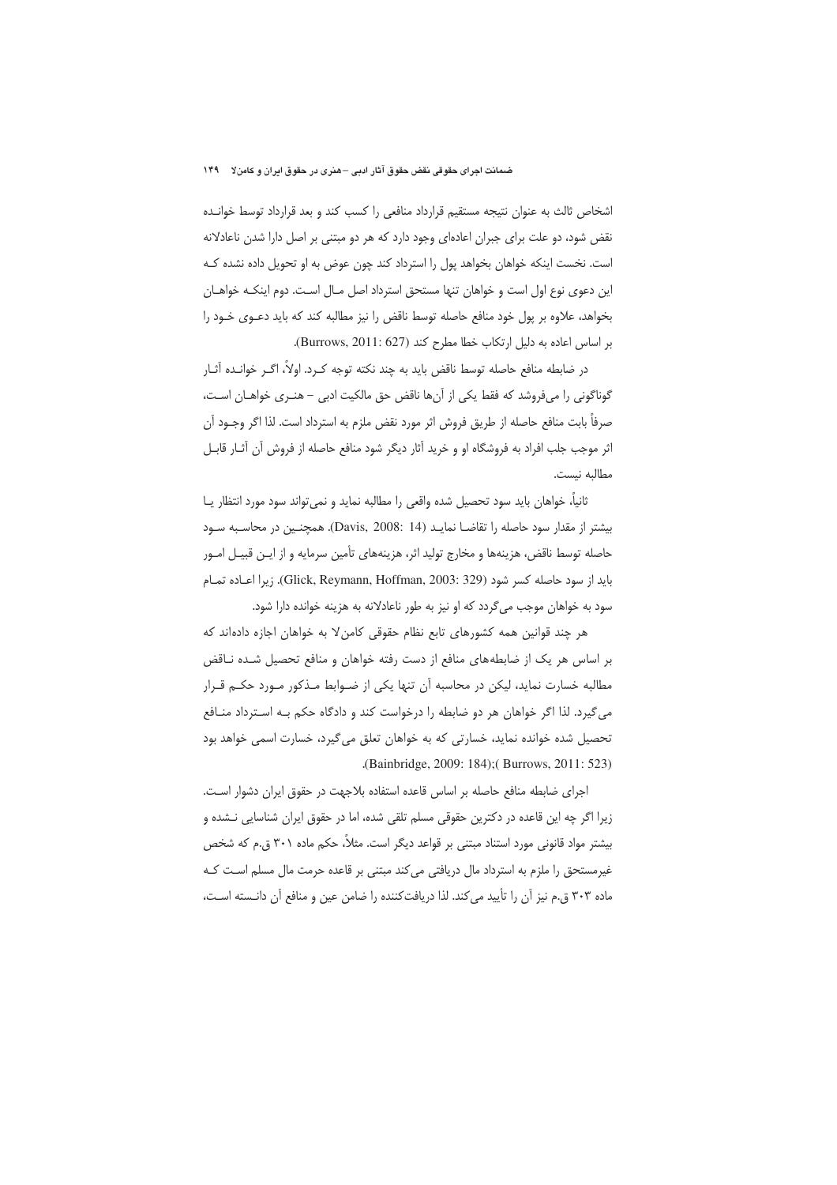اشخاص ثالث به عنوان نتیجه مستقیم قرارداد منافعی را کسب کند و بعد قرارداد توسط خوانـده نقض شود، دو علت برای جبران اعاده‌ای وجود دارد که هر دو مبتنی بر اصل دارا شدن ناعادلانه است. نخست اینکه خواهان بخواهد پول را استرداد کند چون عوض به او تحویل داده نشده کـه این دعوی نوع اول است و خواهان تنها مستحق استرداد اصل مـال اسـت. دوم اینکـه خواهـان بخواهد، علاوه بر پول خود منافع حاصله توسط ناقض را نیز مطالبه کند که باید دعـوی خـود را بر اساس اعاده به دلیل ارتکاب خطا مطرح کند (Burrows, 2011: 627).

در ضابطه منافع حاصله توسط ناقض باید به چند نکته توجه کـرد. اولاً، اگـر خوانـده آثـار گوناگونی را می‌فروشد که فقط یکی از آن‌ها ناقض حق مالکیت ادبی – هنـری خواهـان اسـت، صرفاً بابت منافع حاصله از طریق فروش اثر مورد نقض ملزم به استرداد است. لذا اگر وجـود آن اثر موجب جلب افراد به فروشگاه او و خرید آثار دیگر شود منافع حاصله از فروش آن آثـار قابـل مطالبه نیست.

ثانیاً، خواهان باید سود تحصیل شده واقعی را مطالبه نماید و نمی‌تواند سود مورد انتظار یـا بیشتر از مقدار سود حاصله را تقاضـا نمایـد (Davis, 2008: 14). همچنـین در محاسـبه سـود حاصله توسط ناقض، هزینه‌ها و مخارج تولید اثر، هزینه‌های تأمین سرمایه و از ایـن قبیـل امـور باید از سود حاصله کسر شود (Glick, Reymann, Hoffman, 2003: 329). زیرا اعـاده تمـام سود به خواهان موجب می‌گردد که او نیز به طور ناعادلانه به هزینه خوانده دارا شود.

هر چند قوانین همه کشورهای تابع نظام حقوقی کامن‌لا به خواهان اجازه داده‌اند که بر اساس هر یک از ضابطه‌های منافع از دست رفته خواهان و منافع تحصیل شـده نـاقض مطالبه خسارت نماید، لیکن در محاسبه آن تنها یکی از ضـوابط مـذکور مـورد حکـم قـرار می‌گیرد. لذا اگر خواهان هر دو ضابطه را درخواست کند و دادگاه حکم بـه اسـترداد منـافع تحصیل شده خوانده نماید، خسارتی که به خواهان تعلق می‌گیرد، خسارت اسمی خواهد بود (Bainbridge, 2009: 184);( Burrows, 2011: 523).

اجرای ضابطه منافع حاصله بر اساس قاعده استفاده بلاجهت در حقوق ایران دشوار اسـت. زیرا اگر چه این قاعده در دکترین حقوقی مسلم تلقی شده، اما در حقوق ایران شناسایی نـشده و بیشتر مواد قانونی مورد استناد مبتنی بر قواعد دیگر است. مثلاً، حکم ماده ۳۰۱ ق.م که شخص غیرمستحق را ملزم به استرداد مال دریافتی می‌کند مبتنی بر قاعده حرمت مال مسلم اسـت کـه ماده ۳۰۳ ق.م نیز آن را تأیید می‌کند. لذا دریافت‌کننده را ضامن عین و منافع آن دانـسته اسـت،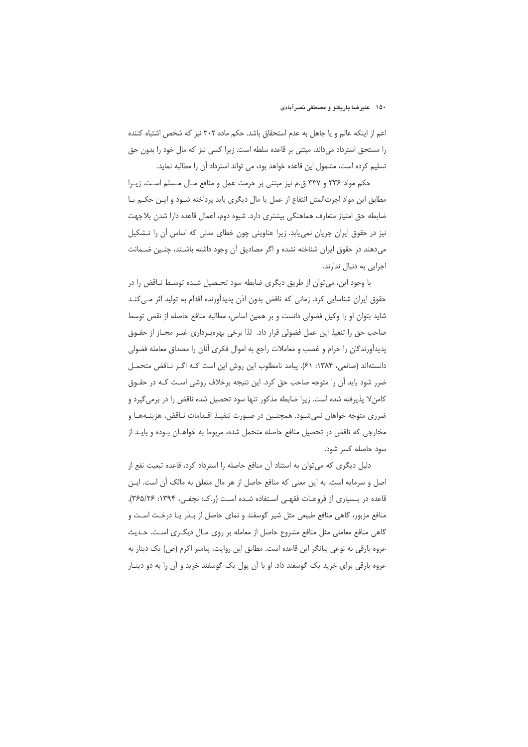اعم از اینکه عالم و یا جاهل به عدم استحقاق باشد. حکم ماده ۳۰۲ نیز که شخص اشتباه کننده را مستحق استرداد می‌داند، مبتنی بر قاعده سلطه است. زیرا کسی نیز که مال خود را بدون حق تسلیم کرده است، مشمول این قاعده خواهد بود، می تواند استرداد آن را مطالبه نماید.

حکم مواد ۳۳۶ و ۳۳۷ ق.م نیز مبتنی بر حرمت عمل و منافع مال مسلم است. زیرا مطابق این مواد اجرت‌المثل انتفاع از عمل یا مال دیگری باید پرداخته شود و این حکم با ضابطه حق امتیاز متعارف هماهنگی بیشتری دارد. شیوه دوم، اعمال قاعده دارا شدن بلاجهت نیز در حقوق ایران جریان نمی‌یابد. زیرا عناوینی چون خطای مدنی که اساس آن را تشکیل می‌دهند در حقوق ایران شناخته نشده و اگر مصادیق آن وجود داشته باشند، چنین ضمانت اجرایی به دنبال ندارند.

با وجود این، می‌توان از طریق دیگری ضابطه سود تحصیل شده توسط ناقض را در حقوق ایران شناسایی کرد. زمانی که ناقض بدون اذن پدیدآورنده اقدام به تولید اثر می‌کند شاید بتوان او را وکیل فضولی دانست و بر همین اساس، مطالبه منافع حاصله از نقض توسط صاحب حق را تنفیذ این عمل فضولی قرار داد. لذا برخی بهره‌برداری غیر مجاز از حقوق پدیدآورندگان را حرام و غصب و معاملات راجع به اموال فکری آنان را مصداق معامله فضولی دانسته‌اند (صانعی، ۱۳۸۴: ۶۱). پیامد نامطلوب این روش این است که اگر ناقض متحمل ضرر شود باید آن را متوجه صاحب حق کرد. این نتیجه برخلاف روشی است که در حقوق کامن‌لا پذیرفته شده است. زیرا ضابطه مذکور تنها سود تحصیل شده ناقض را در برمی‌گیرد و ضرری متوجه خواهان نمی‌شود. همچنین در صورت تنفیذ اقدامات ناقض، هزینه‌ها و مخارجی که ناقض در تحصیل منافع حاصله متحمل شده، مربوط به خواهان بوده و باید از سود حاصله کسر شود.

دلیل دیگری که می‌توان به استناد آن منافع حاصله را استرداد کرد، قاعده تبعیت نفع از اصل و سرمایه است. به این معنی که منافع حاصل از هر مال متعلق به مالک آن است. این قاعده در بسیاری از فروعات فقهی استفاده شده است (ر.ک: نجفی، ۱۳۹۴: ۳۶۵/۲۶). منافع مزبور، گاهی منافع طبیعی مثل شیر گوسفند و نمای حاصل از بذر یا درخت است و گاهی منافع معاملی مثل منافع مشروع حاصل از معامله بر روی مال دیگری است. حدیث عروه بارقی به نوعی بیانگر این قاعده است. مطابق این روایت، پیامبر اکرم (ص) یک دینار به عروه بارقی برای خرید یک گوسفند داد. او با آن پول یک گوسفند خرید و آن را به دو دینار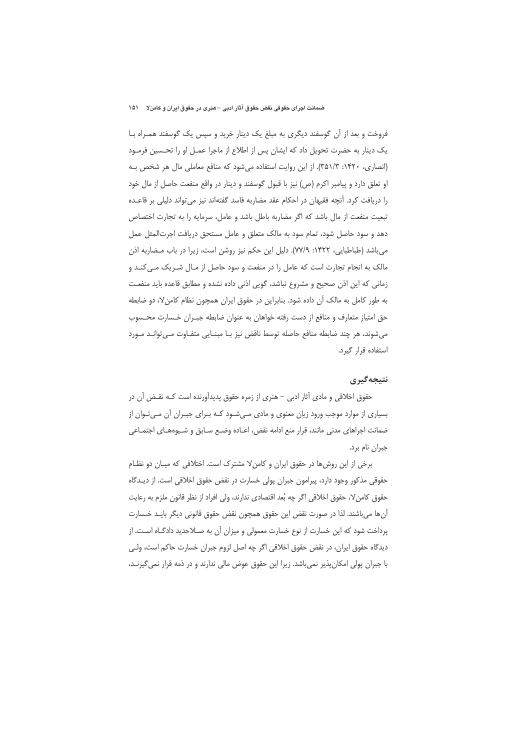فروخت و بعد از آن گوسفند دیگری به مبلغ یک دینار خرید و سپس یک گوسفند همـراه بـا یک دینار به حضرت تحویل داد که ایشان پس از اطلاع از ماجرا عمـل او را تحـسین فرمـود (انصاری، ۱۴۲۰: ۳۵۱/۳). از این روایت استفاده می‌شود که منافع معاملی مال هر شخص بـه او تعلق دارد و پیامبر اکرم (ص) نیز با قبول گوسفند و دینار در واقع منفعت حاصل از مال خود را دریافت کرد. آنچه فقیهان در احکام عقد مضاربه فاسد گفته‌اند نیز می‌تواند دلیلی بر قاعـده تبعیت منفعت از مال باشد که اگر مضاربه باطل باشد و عامل، سرمایه را به تجارت اختصاص دهد و سود حاصل شود، تمام سود به مالک متعلق و عامل مستحق دریافت اجرت‌المثل عمل می‌باشد (طباطبایی، ۱۴۲۲: ۷۷/۹). دلیل این حکم نیز روشن است، زیرا در باب مـضاربه اذن مالک به انجام تجارت است که عامل را در منفعت و سود حاصل از مـال شـریک مـی‌کنـد و زمانی که این اذن صحیح و مشروع نباشد، گویی اذنی داده نشده و مطابق قاعده باید منفعـت به طور کامل به مالک آن داده شود. بنابراین در حقوق ایران همچون نظام کامن‌لا، دو ضابطه حق امتیاز متعارف و منافع از دست رفته خواهان به عنوان ضابطه جبـران خـسارت محـسوب می‌شوند، هر چند ضابطه منافع حاصله توسط ناقض نیز بـا مبنـایی متفـاوت مـی‌توانـد مـورد استفاده قرار گیرد.

## نتیجه‌گیری

حقوق اخلاقی و مادی آثار ادبی – هنری از زمره حقوق پدیدآورنده است کـه نقـض آن در بسیاری از موارد موجب ورود زیان معنوی و مادی مـی‌شـود کـه بـرای جبـران آن مـی‌تـوان از ضمانت اجراهای مدنی مانند، قرار منع ادامه نقض، اعـاده وضـع سـابق و شـیوه‌هـای اجتمـاعی جبران نام برد.

برخی از این روش‌ها در حقوق ایران و کامن‌لا مشترک است. اختلافی که میـان دو نظـام حقوقی مذکور وجود دارد، پیرامون جبران پولی خسارت در نقض حقوق اخلاقی است. از دیـدگاه حقوق کامن‌لا، حقوق اخلاقی اگر چه بُعد اقتصادی ندارند، ولی افراد از نظر قانون ملزم به رعایت آن‌ها می‌باشند. لذا در صورت نقض این حقوق همچون نقض حقوق قانونی دیگر بایـد خـسارت پرداخت شود که این خسارت از نوع خسارت معمولی و میزان آن به صـلاحدید دادگـاه اسـت. از دیدگاه حقوق ایران، در نقض حقوق اخلاقی اگر چه اصل لزوم جبران خسارت حاکم است، ولـی با جبران پولی امکان‌پذیر نمی‌باشد. زیرا این حقوق عوض مالی ندارند و در ذمه قرار نمی‌گیرنـد،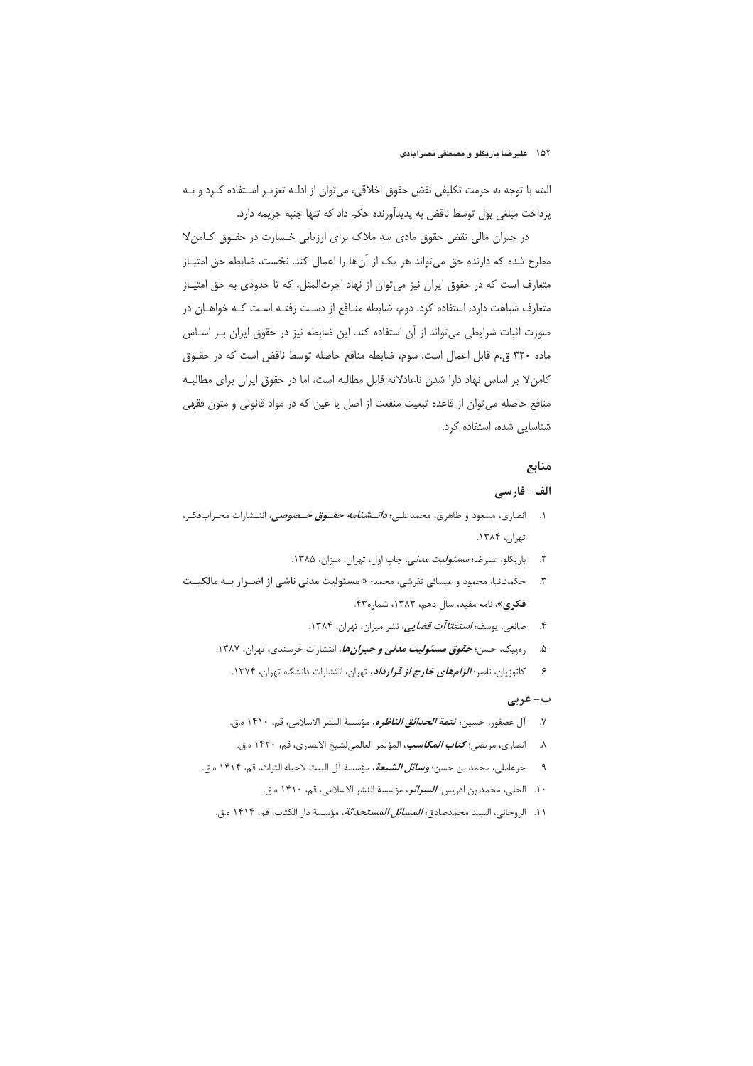البته با توجه به حرمت تکلیفی نقض حقوق اخلاقی، می‌توان از ادله تعزیر استفاده کرد و به پرداخت مبلغی پول توسط ناقض به پدیدآورنده حکم داد که تنها جنبه جریمه دارد.

در جبران مالی نقض حقوق مادی سه ملاک برای ارزیابی خسارت در حقوق کامن‌لا مطرح شده که دارنده حق می‌تواند هر یک از آن‌ها را اعمال کند. نخست، ضابطه حق امتیاز متعارف است که در حقوق ایران نیز می‌توان از نهاد اجرت‌المثل، که تا حدودی به حق امتیاز متعارف شباهت دارد، استفاده کرد. دوم، ضابطه منافع از دست رفته است که خواهان در صورت اثبات شرایطی می‌تواند از آن استفاده کند. این ضابطه نیز در حقوق ایران بر اساس ماده ۳۲۰ ق.م قابل اعمال است. سوم، ضابطه منافع حاصله توسط ناقض است که در حقوق کامن‌لا بر اساس نهاد دارا شدن ناعادلانه قابل مطالبه است، اما در حقوق ایران برای مطالبه منافع حاصله می‌توان از قاعده تبعیت منفعت از اصل یا عین که در مواد قانونی و متون فقهی شناسایی شده، استفاده کرد.

## منابع

### الف- فارسی

۱. انصاری، مسعود و طاهری، محمدعلی؛ ***دانشنامه حقوق خصوصی***، انتشارات محراب‌فکر، تهران، ۱۳۸۴.

۲. باریکلو، علیرضا؛ ***مسئولیت مدنی***، چاپ اول، تهران، میزان، ۱۳۸۵.

۳. حکمت‌نیا، محمود و عیسائی تفرشی، محمد؛ « **مسئولیت مدنی ناشی از اضرار به مالکیت فکری**»، نامه مفید، سال دهم، ۱۳۸۳، شماره۴۳.

۴. صانعی، یوسف؛ ***استفتاآت قضایی***، نشر میزان، تهران، ۱۳۸۴.

۵. ره‌پیک، حسن؛ ***حقوق مسئولیت مدنی و جبران‌ها***، انتشارات خرسندی، تهران، ۱۳۸۷.

۶. کاتوزیان، ناصر؛ ***الزام‌های خارج از قرارداد***، تهران، انتشارات دانشگاه تهران، ۱۳۷۴.

### ب- عربی

۷. آل عصفور، حسین؛ ***تتمة الحدائق الناظره***، مؤسسة النشر الاسلامی، قم، ۱۴۱۰ ه.ق.

۸. انصاری، مرتضی؛ ***کتاب المکاسب***، المؤتمر العالمی‌لشیخ الانصاری، قم، ۱۴۲۰ ه.ق.

۹. حرعاملی، محمد بن حسن؛ ***وسائل الشیعة***، مؤسسة آل البیت لاحیاء التراث، قم، ۱۴۱۴ ه.ق.

۱۰. الحلی، محمد بن ادریس؛ ***السرائر***، مؤسسة النشر الاسلامی، قم، ۱۴۱۰ ه.ق.

۱۱. الروحانی، السید محمدصادق؛ ***المسائل المستحدثة***، مؤسسة دار الکتاب، قم، ۱۴۱۴ ه.ق.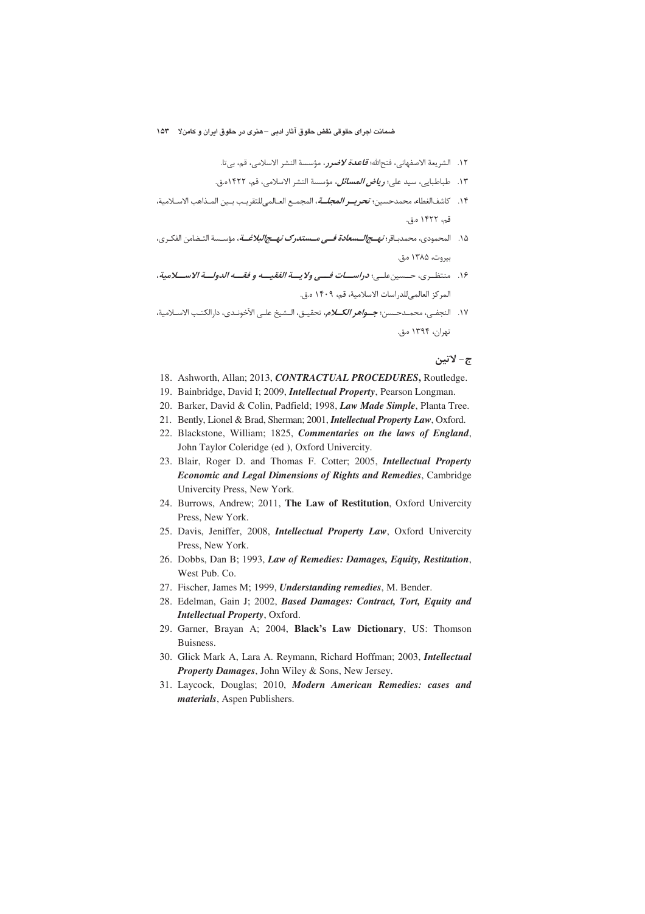۱۲. الشریعة الاصفهانی، فتح‌الله؛ ***قاعدة لاضرر***، مؤسسة النشر الاسلامی، قم، بی‌تا.

۱۳. طباطبایی، سید علی؛ ***ریاض المسائل***، مؤسسة النشر الاسلامی، قم، ۱۴۲۲ه.ق.

۱۴. کاشف‌الغطاء، محمدحسین؛ ***تحریر المجلة***، المجمع العالمی‌للتقریب بین المذاهب الاسلامیة، قم، ۱۴۲۲ ه.ق.

۱۵. المحمودی، محمدباقر؛ ***نهج‌السعادة فی مستدرک نهج‌البلاغة***، مؤسسة التضامن الفکری، بیروت، ۱۳۸۵ ه.ق.

۱۶. منتظری، حسینعلی؛ ***دراسات فی ولایة الفقیه و فقه الدولة الاسلامیة***، المرکز العالمی‌للدراسات الاسلامیة، قم، ۱۴۰۹ ه.ق.

۱۷. النجفی، محمدحسن؛ ***جواهر الکلام***، تحقیق، الشیخ علی الآخوندی، دارالکتب الاسلامیة، تهران، ۱۳۹۴ ه.ق.

### ج- لاتین

18. Ashworth, Allan; 2013, ***CONTRACTUAL PROCEDURES***, Routledge.
19. Bainbridge, David I; 2009, ***Intellectual Property***, Pearson Longman.
20. Barker, David & Colin, Padfield; 1998, ***Law Made Simple***, Planta Tree.
21. Bently, Lionel & Brad, Sherman; 2001, ***Intellectual Property Law***, Oxford.
22. Blackstone, William; 1825, ***Commentaries on the laws of England***, John Taylor Coleridge (ed ), Oxford Univercity.
23. Blair, Roger D. and Thomas F. Cotter; 2005, ***Intellectual Property Economic and Legal Dimensions of Rights and Remedies***, Cambridge Univercity Press, New York.
24. Burrows, Andrew; 2011, **The Law of Restitution**, Oxford Univercity Press, New York.
25. Davis, Jeniffer, 2008, ***Intellectual Property Law***, Oxford Univercity Press, New York.
26. Dobbs, Dan B; 1993, ***Law of Remedies: Damages, Equity, Restitution***, West Pub. Co.
27. Fischer, James M; 1999, ***Understanding remedies***, M. Bender.
28. Edelman, Gain J; 2002, ***Based Damages: Contract, Tort, Equity and Intellectual Property***, Oxford.
29. Garner, Brayan A; 2004, **Black's Law Dictionary**, US: Thomson Buisness.
30. Glick Mark A, Lara A. Reymann, Richard Hoffman; 2003, ***Intellectual Property Damages***, John Wiley & Sons, New Jersey.
31. Laycock, Douglas; 2010, ***Modern American Remedies: cases and materials***, Aspen Publishers.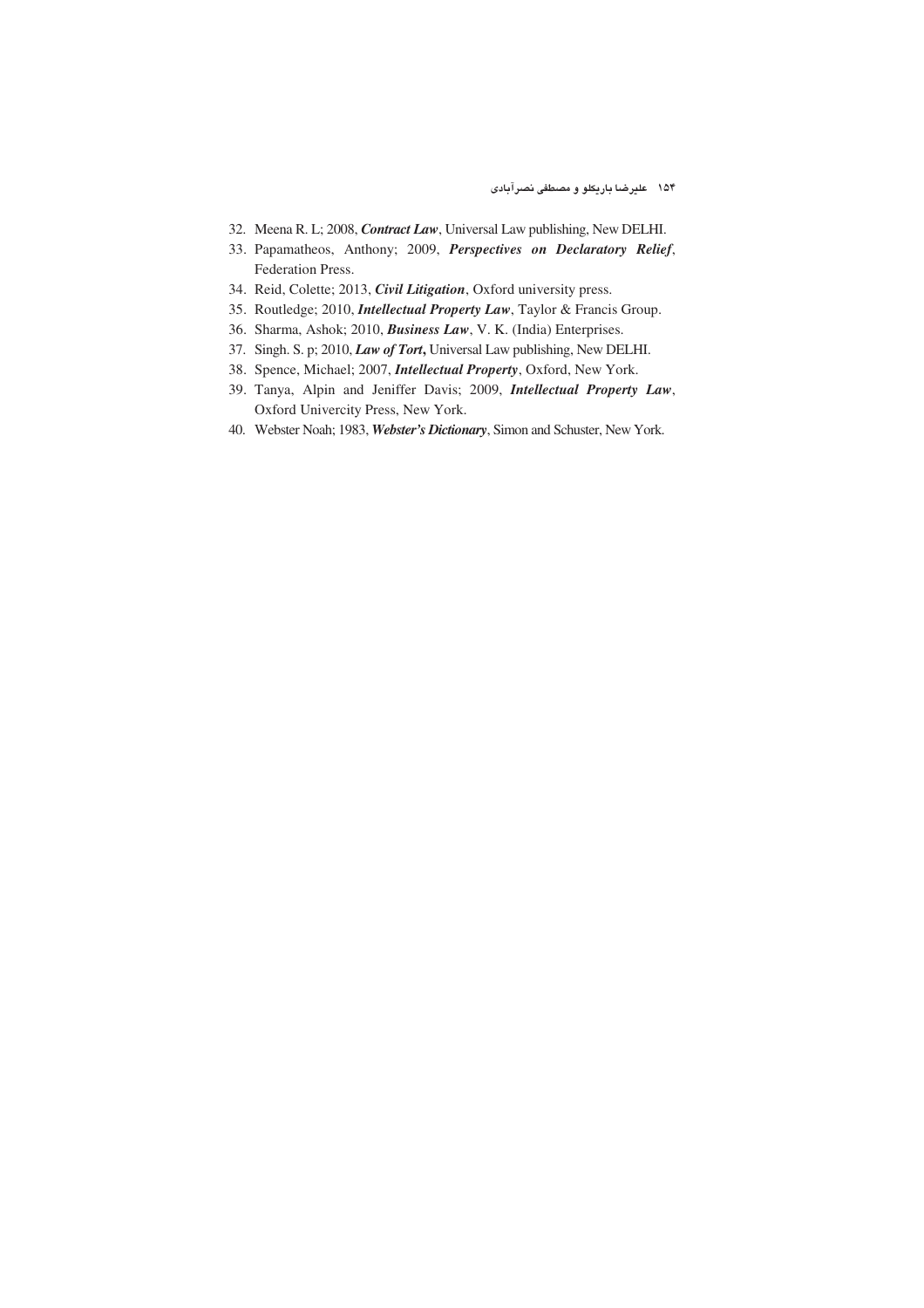32. Meena R. L; 2008, ***Contract Law***, Universal Law publishing, New DELHI.
33. Papamatheos, Anthony; 2009, ***Perspectives on Declaratory Relief***, Federation Press.
34. Reid, Colette; 2013, ***Civil Litigation***, Oxford university press.
35. Routledge; 2010, ***Intellectual Property Law***, Taylor & Francis Group.
36. Sharma, Ashok; 2010, ***Business Law***, V. K. (India) Enterprises.
37. Singh. S. p; 2010, ***Law of Tort***, Universal Law publishing, New DELHI.
38. Spence, Michael; 2007, ***Intellectual Property***, Oxford, New York.
39. Tanya, Alpin and Jeniffer Davis; 2009, ***Intellectual Property Law***, Oxford Univercity Press, New York.
40. Webster Noah; 1983, ***Webster's Dictionary***, Simon and Schuster, New York.